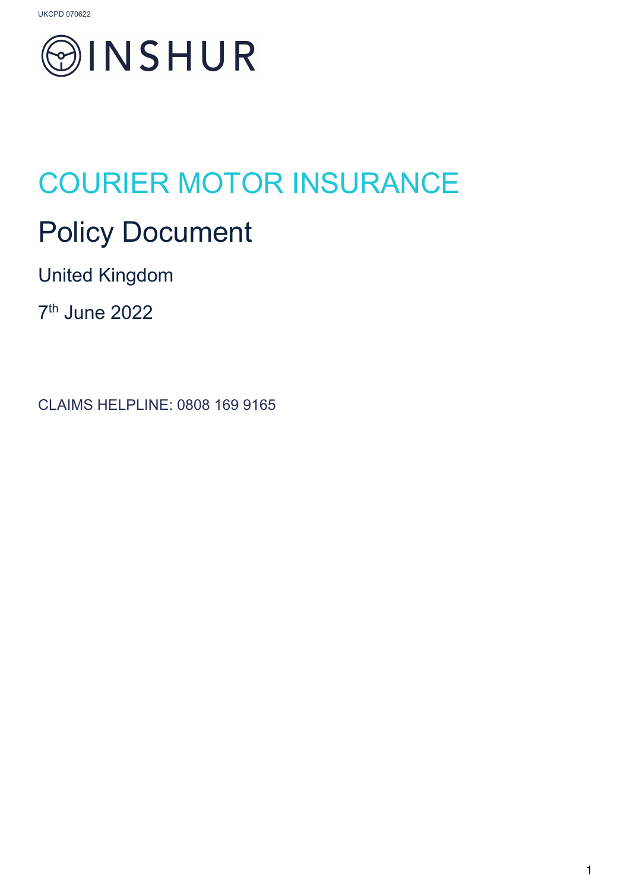UKCPD 070622

INSHUR

# COURIER MOTOR INSURANCE

## Policy Document

United Kingdom

7th June 2022

CLAIMS HELPLINE: 0808 169 9165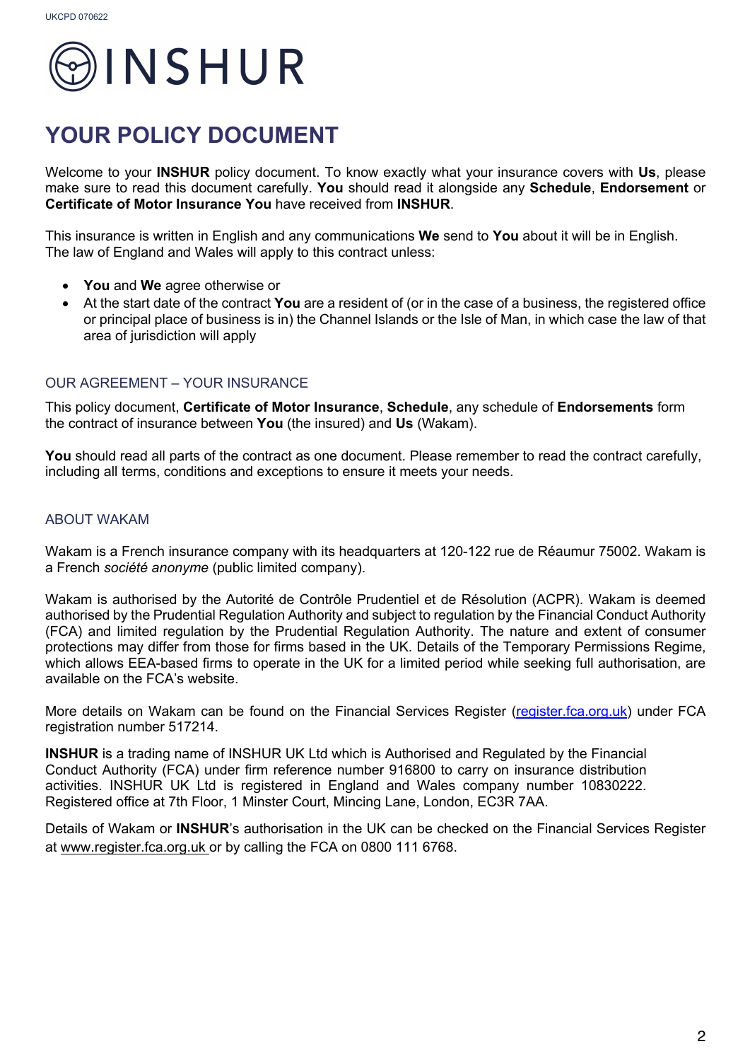INSHUR

# YOUR POLICY DOCUMENT

Welcome to your **INSHUR** policy document. To know exactly what your insurance covers with **Us**, please make sure to read this document carefully. **You** should read it alongside any **Schedule**, **Endorsement** or **Certificate of Motor Insurance You** have received from **INSHUR**.

This insurance is written in English and any communications **We** send to **You** about it will be in English. The law of England and Wales will apply to this contract unless:

- **You** and **We** agree otherwise or
- At the start date of the contract **You** are a resident of (or in the case of a business, the registered office or principal place of business is in) the Channel Islands or the Isle of Man, in which case the law of that area of jurisdiction will apply

## OUR AGREEMENT – YOUR INSURANCE

This policy document, **Certificate of Motor Insurance**, **Schedule**, any schedule of **Endorsements** form the contract of insurance between **You** (the insured) and **Us** (Wakam).

**You** should read all parts of the contract as one document. Please remember to read the contract carefully, including all terms, conditions and exceptions to ensure it meets your needs.

## ABOUT WAKAM

Wakam is a French insurance company with its headquarters at 120-122 rue de Réaumur 75002. Wakam is a French *société anonyme* (public limited company).

Wakam is authorised by the Autorité de Contrôle Prudentiel et de Résolution (ACPR). Wakam is deemed authorised by the Prudential Regulation Authority and subject to regulation by the Financial Conduct Authority (FCA) and limited regulation by the Prudential Regulation Authority. The nature and extent of consumer protections may differ from those for firms based in the UK. Details of the Temporary Permissions Regime, which allows EEA-based firms to operate in the UK for a limited period while seeking full authorisation, are available on the FCA's website.

More details on Wakam can be found on the Financial Services Register (register.fca.org.uk) under FCA registration number 517214.

**INSHUR** is a trading name of INSHUR UK Ltd which is Authorised and Regulated by the Financial Conduct Authority (FCA) under firm reference number 916800 to carry on insurance distribution activities. INSHUR UK Ltd is registered in England and Wales company number 10830222. Registered office at 7th Floor, 1 Minster Court, Mincing Lane, London, EC3R 7AA.

Details of Wakam or **INSHUR**'s authorisation in the UK can be checked on the Financial Services Register at www.register.fca.org.uk or by calling the FCA on 0800 111 6768.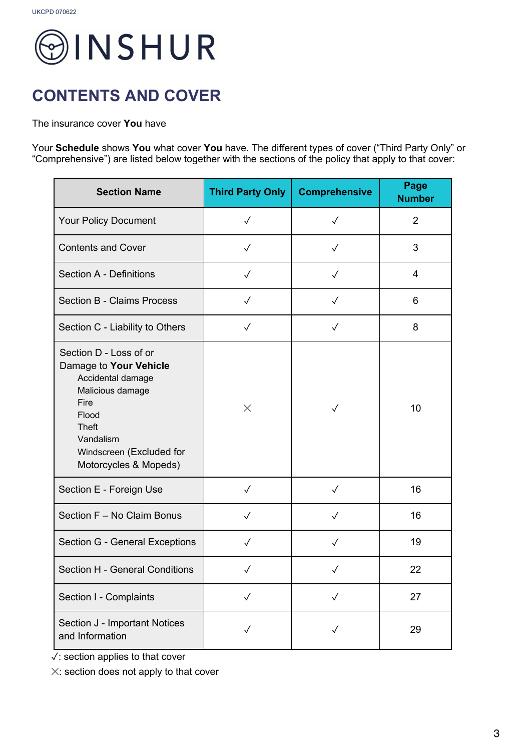UKCPD 070622

INSHUR

# CONTENTS AND COVER

The insurance cover **You** have

Your **Schedule** shows **You** what cover **You** have. The different types of cover (“Third Party Only” or “Comprehensive”) are listed below together with the sections of the policy that apply to that cover:

| Section Name | Third Party Only | Comprehensive | Page Number |
|---|---|---|---|
| Your Policy Document | ✓ | ✓ | 2 |
| Contents and Cover | ✓ | ✓ | 3 |
| Section A - Definitions | ✓ | ✓ | 4 |
| Section B - Claims Process | ✓ | ✓ | 6 |
| Section C - Liability to Others | ✓ | ✓ | 8 |
| Section D - Loss of or Damage to **Your Vehicle**<br>Accidental damage<br>Malicious damage<br>Fire<br>Flood<br>Theft<br>Vandalism<br>Windscreen (Excluded for Motorcycles & Mopeds) | ✕ | ✓ | 10 |
| Section E - Foreign Use | ✓ | ✓ | 16 |
| Section F – No Claim Bonus | ✓ | ✓ | 16 |
| Section G - General Exceptions | ✓ | ✓ | 19 |
| Section H - General Conditions | ✓ | ✓ | 22 |
| Section I - Complaints | ✓ | ✓ | 27 |
| Section J - Important Notices and Information | ✓ | ✓ | 29 |

✓: section applies to that cover

✕: section does not apply to that cover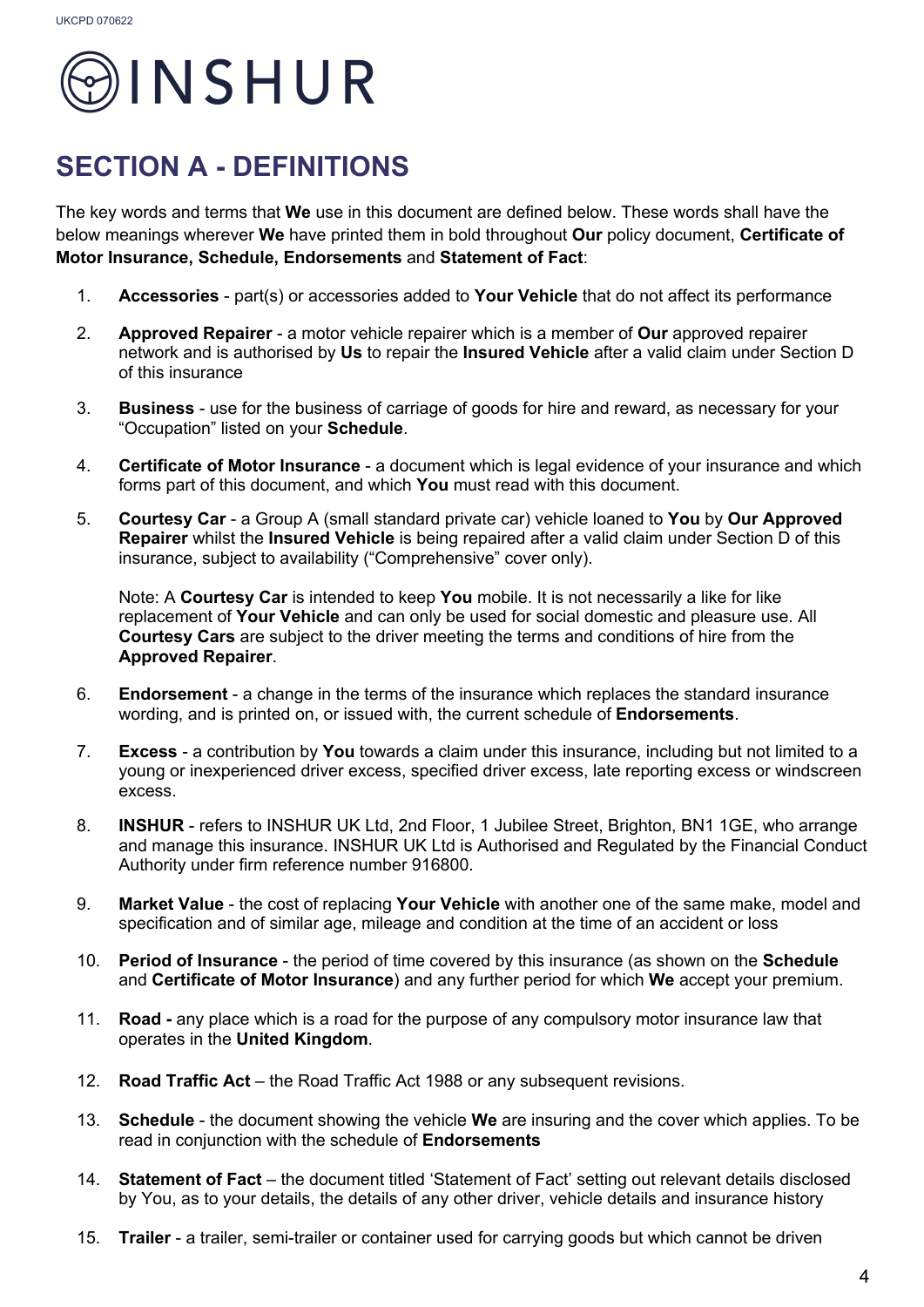# SECTION A - DEFINITIONS

The key words and terms that **We** use in this document are defined below. These words shall have the below meanings wherever **We** have printed them in bold throughout **Our** policy document, **Certificate of Motor Insurance, Schedule, Endorsements** and **Statement of Fact**:

1. **Accessories** - part(s) or accessories added to **Your Vehicle** that do not affect its performance

2. **Approved Repairer** - a motor vehicle repairer which is a member of **Our** approved repairer network and is authorised by **Us** to repair the **Insured Vehicle** after a valid claim under Section D of this insurance

3. **Business** - use for the business of carriage of goods for hire and reward, as necessary for your "Occupation" listed on your **Schedule**.

4. **Certificate of Motor Insurance** - a document which is legal evidence of your insurance and which forms part of this document, and which **You** must read with this document.

5. **Courtesy Car** - a Group A (small standard private car) vehicle loaned to **You** by **Our Approved Repairer** whilst the **Insured Vehicle** is being repaired after a valid claim under Section D of this insurance, subject to availability ("Comprehensive" cover only).

   Note: A **Courtesy Car** is intended to keep **You** mobile. It is not necessarily a like for like replacement of **Your Vehicle** and can only be used for social domestic and pleasure use. All **Courtesy Cars** are subject to the driver meeting the terms and conditions of hire from the **Approved Repairer**.

6. **Endorsement** - a change in the terms of the insurance which replaces the standard insurance wording, and is printed on, or issued with, the current schedule of **Endorsements**.

7. **Excess** - a contribution by **You** towards a claim under this insurance, including but not limited to a young or inexperienced driver excess, specified driver excess, late reporting excess or windscreen excess.

8. **INSHUR** - refers to INSHUR UK Ltd, 2nd Floor, 1 Jubilee Street, Brighton, BN1 1GE, who arrange and manage this insurance. INSHUR UK Ltd is Authorised and Regulated by the Financial Conduct Authority under firm reference number 916800.

9. **Market Value** - the cost of replacing **Your Vehicle** with another one of the same make, model and specification and of similar age, mileage and condition at the time of an accident or loss

10. **Period of Insurance** - the period of time covered by this insurance (as shown on the **Schedule** and **Certificate of Motor Insurance**) and any further period for which **We** accept your premium.

11. **Road -** any place which is a road for the purpose of any compulsory motor insurance law that operates in the **United Kingdom**.

12. **Road Traffic Act** – the Road Traffic Act 1988 or any subsequent revisions.

13. **Schedule** - the document showing the vehicle **We** are insuring and the cover which applies. To be read in conjunction with the schedule of **Endorsements**

14. **Statement of Fact** – the document titled 'Statement of Fact' setting out relevant details disclosed by You, as to your details, the details of any other driver, vehicle details and insurance history

15. **Trailer** - a trailer, semi-trailer or container used for carrying goods but which cannot be driven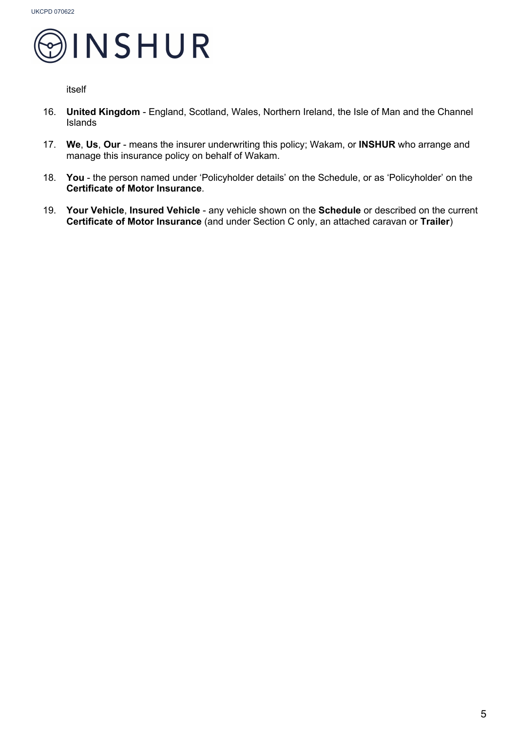itself

16. **United Kingdom** - England, Scotland, Wales, Northern Ireland, the Isle of Man and the Channel Islands

17. **We**, **Us**, **Our** - means the insurer underwriting this policy; Wakam, or **INSHUR** who arrange and manage this insurance policy on behalf of Wakam.

18. **You** - the person named under 'Policyholder details' on the Schedule, or as 'Policyholder' on the **Certificate of Motor Insurance**.

19. **Your Vehicle**, **Insured Vehicle** - any vehicle shown on the **Schedule** or described on the current **Certificate of Motor Insurance** (and under Section C only, an attached caravan or **Trailer**)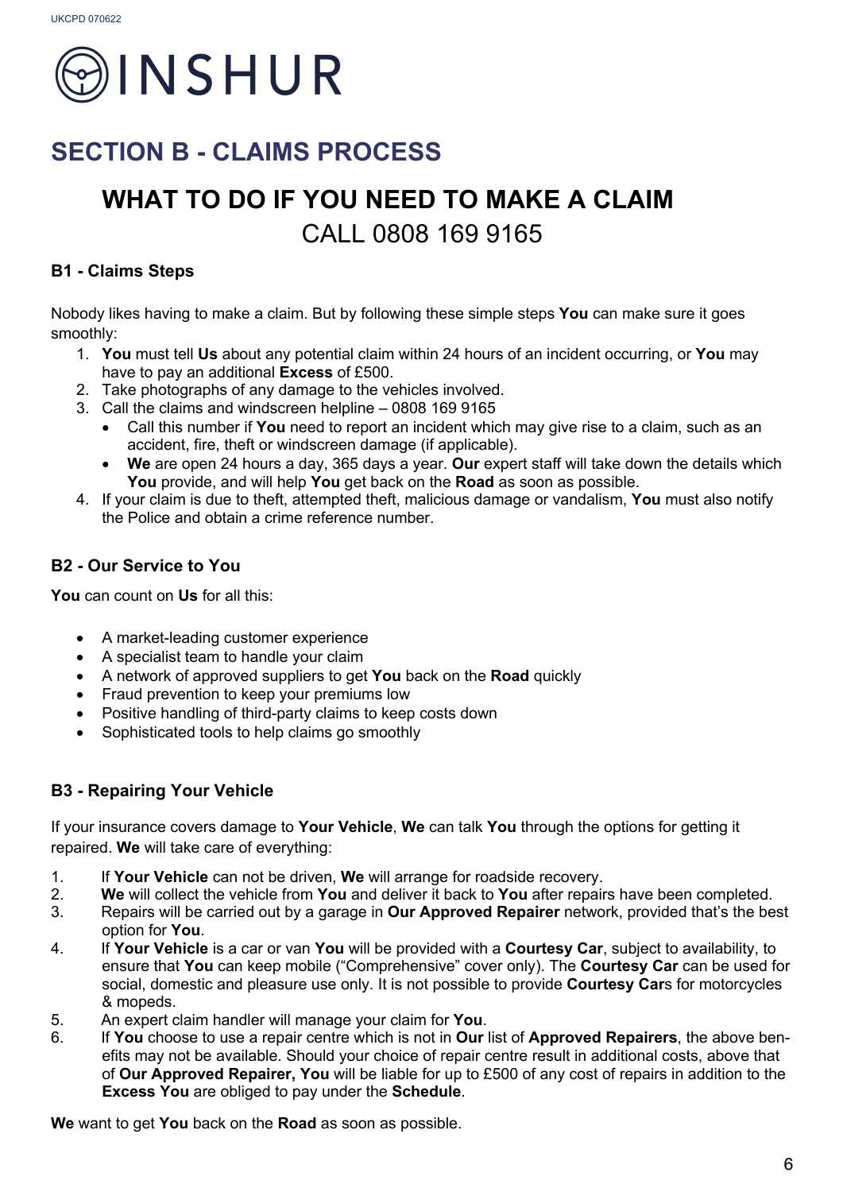# INSHUR

## SECTION B - CLAIMS PROCESS

## WHAT TO DO IF YOU NEED TO MAKE A CLAIM

CALL 0808 169 9165

### B1 - Claims Steps

Nobody likes having to make a claim. But by following these simple steps **You** can make sure it goes smoothly:

1. **You** must tell **Us** about any potential claim within 24 hours of an incident occurring, or **You** may have to pay an additional **Excess** of £500.
2. Take photographs of any damage to the vehicles involved.
3. Call the claims and windscreen helpline – 0808 169 9165
   - Call this number if **You** need to report an incident which may give rise to a claim, such as an accident, fire, theft or windscreen damage (if applicable).
   - **We** are open 24 hours a day, 365 days a year. **Our** expert staff will take down the details which **You** provide, and will help **You** get back on the **Road** as soon as possible.
4. If your claim is due to theft, attempted theft, malicious damage or vandalism, **You** must also notify the Police and obtain a crime reference number.

### B2 - Our Service to You

**You** can count on **Us** for all this:

- A market-leading customer experience
- A specialist team to handle your claim
- A network of approved suppliers to get **You** back on the **Road** quickly
- Fraud prevention to keep your premiums low
- Positive handling of third-party claims to keep costs down
- Sophisticated tools to help claims go smoothly

### B3 - Repairing Your Vehicle

If your insurance covers damage to **Your Vehicle**, **We** can talk **You** through the options for getting it repaired. **We** will take care of everything:

1. If **Your Vehicle** can not be driven, **We** will arrange for roadside recovery.
2. **We** will collect the vehicle from **You** and deliver it back to **You** after repairs have been completed.
3. Repairs will be carried out by a garage in **Our Approved Repairer** network, provided that's the best option for **You**.
4. If **Your Vehicle** is a car or van **You** will be provided with a **Courtesy Car**, subject to availability, to ensure that **You** can keep mobile ("Comprehensive" cover only). The **Courtesy Car** can be used for social, domestic and pleasure use only. It is not possible to provide **Courtesy Car**s for motorcycles & mopeds.
5. An expert claim handler will manage your claim for **You**.
6. If **You** choose to use a repair centre which is not in **Our** list of **Approved Repairers**, the above benefits may not be available. Should your choice of repair centre result in additional costs, above that of **Our Approved Repairer, You** will be liable for up to £500 of any cost of repairs in addition to the **Excess You** are obliged to pay under the **Schedule**.

**We** want to get **You** back on the **Road** as soon as possible.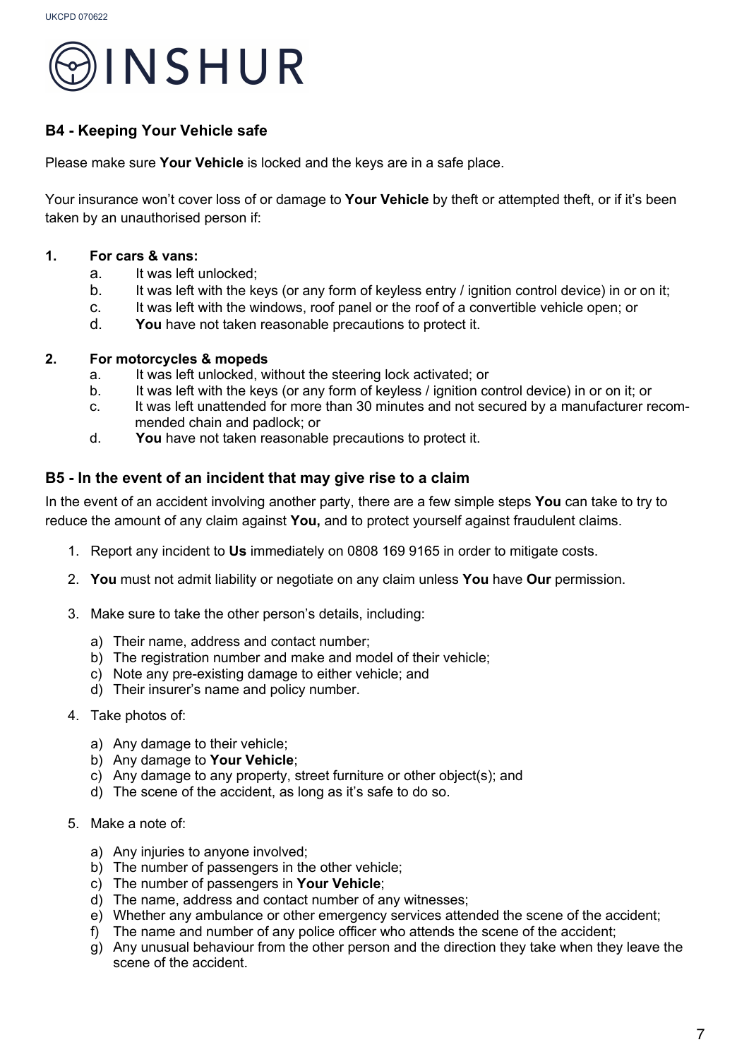## B4 - Keeping Your Vehicle safe

Please make sure **Your Vehicle** is locked and the keys are in a safe place.

Your insurance won't cover loss of or damage to **Your Vehicle** by theft or attempted theft, or if it's been taken by an unauthorised person if:

1. **For cars & vans:**
   a. It was left unlocked;
   b. It was left with the keys (or any form of keyless entry / ignition control device) in or on it;
   c. It was left with the windows, roof panel or the roof of a convertible vehicle open; or
   d. **You** have not taken reasonable precautions to protect it.

2. **For motorcycles & mopeds**
   a. It was left unlocked, without the steering lock activated; or
   b. It was left with the keys (or any form of keyless / ignition control device) in or on it; or
   c. It was left unattended for more than 30 minutes and not secured by a manufacturer recommended chain and padlock; or
   d. **You** have not taken reasonable precautions to protect it.

## B5 - In the event of an incident that may give rise to a claim

In the event of an accident involving another party, there are a few simple steps **You** can take to try to reduce the amount of any claim against **You,** and to protect yourself against fraudulent claims.

1. Report any incident to **Us** immediately on 0808 169 9165 in order to mitigate costs.

2. **You** must not admit liability or negotiate on any claim unless **You** have **Our** permission.

3. Make sure to take the other person's details, including:

   a) Their name, address and contact number;
   b) The registration number and make and model of their vehicle;
   c) Note any pre-existing damage to either vehicle; and
   d) Their insurer's name and policy number.

4. Take photos of:

   a) Any damage to their vehicle;
   b) Any damage to **Your Vehicle**;
   c) Any damage to any property, street furniture or other object(s); and
   d) The scene of the accident, as long as it's safe to do so.

5. Make a note of:

   a) Any injuries to anyone involved;
   b) The number of passengers in the other vehicle;
   c) The number of passengers in **Your Vehicle**;
   d) The name, address and contact number of any witnesses;
   e) Whether any ambulance or other emergency services attended the scene of the accident;
   f) The name and number of any police officer who attends the scene of the accident;
   g) Any unusual behaviour from the other person and the direction they take when they leave the scene of the accident.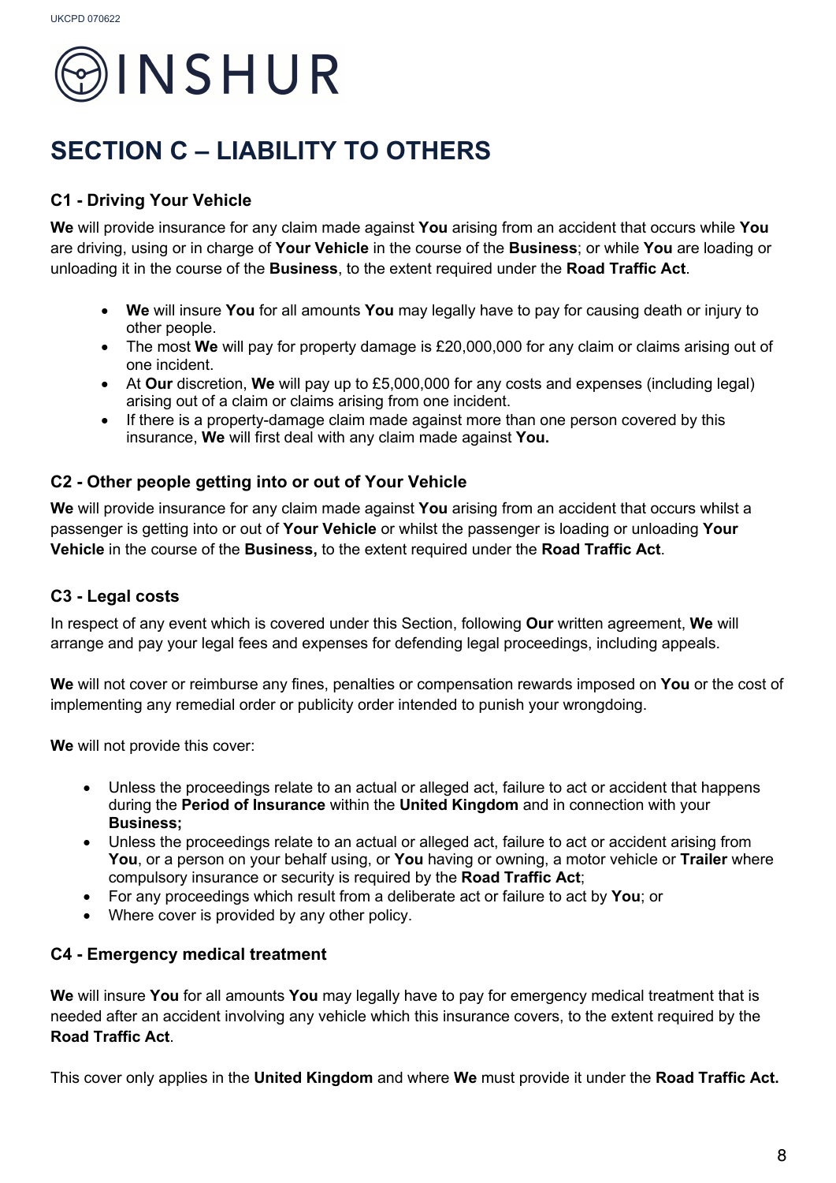# SECTION C – LIABILITY TO OTHERS

### C1 - Driving Your Vehicle

**We** will provide insurance for any claim made against **You** arising from an accident that occurs while **You** are driving, using or in charge of **Your Vehicle** in the course of the **Business**; or while **You** are loading or unloading it in the course of the **Business**, to the extent required under the **Road Traffic Act**.

- **We** will insure **You** for all amounts **You** may legally have to pay for causing death or injury to other people.
- The most **We** will pay for property damage is £20,000,000 for any claim or claims arising out of one incident.
- At **Our** discretion, **We** will pay up to £5,000,000 for any costs and expenses (including legal) arising out of a claim or claims arising from one incident.
- If there is a property-damage claim made against more than one person covered by this insurance, **We** will first deal with any claim made against **You.**

### C2 - Other people getting into or out of Your Vehicle

**We** will provide insurance for any claim made against **You** arising from an accident that occurs whilst a passenger is getting into or out of **Your Vehicle** or whilst the passenger is loading or unloading **Your Vehicle** in the course of the **Business,** to the extent required under the **Road Traffic Act**.

### C3 - Legal costs

In respect of any event which is covered under this Section, following **Our** written agreement, **We** will arrange and pay your legal fees and expenses for defending legal proceedings, including appeals.

**We** will not cover or reimburse any fines, penalties or compensation rewards imposed on **You** or the cost of implementing any remedial order or publicity order intended to punish your wrongdoing.

**We** will not provide this cover:

- Unless the proceedings relate to an actual or alleged act, failure to act or accident that happens during the **Period of Insurance** within the **United Kingdom** and in connection with your **Business;**
- Unless the proceedings relate to an actual or alleged act, failure to act or accident arising from **You**, or a person on your behalf using, or **You** having or owning, a motor vehicle or **Trailer** where compulsory insurance or security is required by the **Road Traffic Act**;
- For any proceedings which result from a deliberate act or failure to act by **You**; or
- Where cover is provided by any other policy.

### C4 - Emergency medical treatment

**We** will insure **You** for all amounts **You** may legally have to pay for emergency medical treatment that is needed after an accident involving any vehicle which this insurance covers, to the extent required by the **Road Traffic Act**.

This cover only applies in the **United Kingdom** and where **We** must provide it under the **Road Traffic Act.**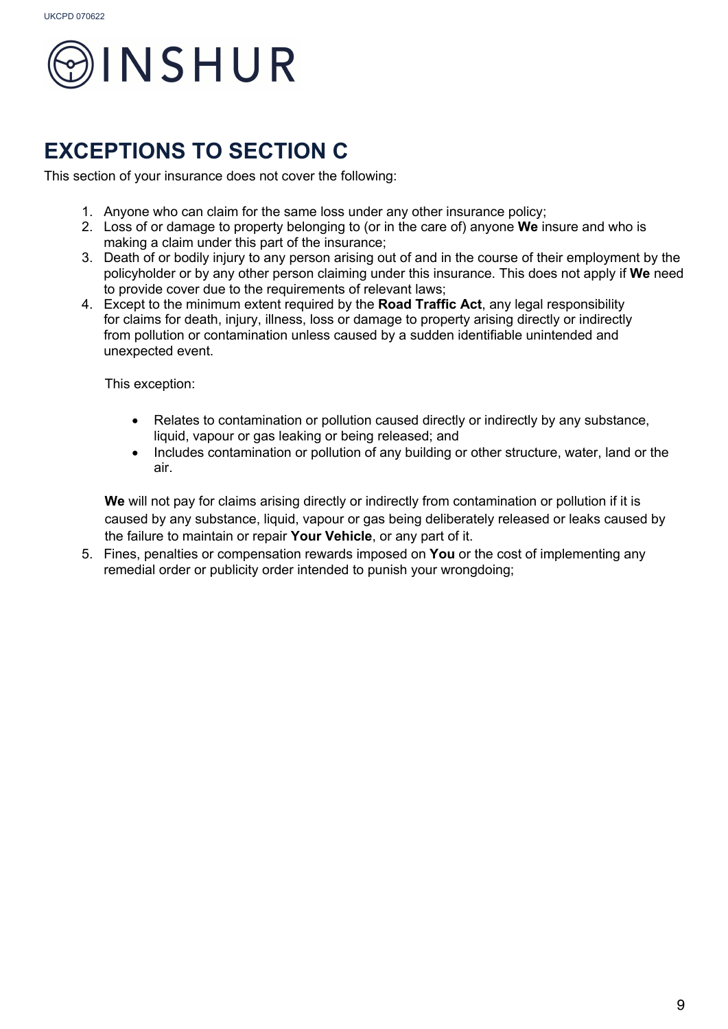# EXCEPTIONS TO SECTION C

This section of your insurance does not cover the following:

1. Anyone who can claim for the same loss under any other insurance policy;
2. Loss of or damage to property belonging to (or in the care of) anyone **We** insure and who is making a claim under this part of the insurance;
3. Death of or bodily injury to any person arising out of and in the course of their employment by the policyholder or by any other person claiming under this insurance. This does not apply if **We** need to provide cover due to the requirements of relevant laws;
4. Except to the minimum extent required by the **Road Traffic Act**, any legal responsibility for claims for death, injury, illness, loss or damage to property arising directly or indirectly from pollution or contamination unless caused by a sudden identifiable unintended and unexpected event.

   This exception:

   - Relates to contamination or pollution caused directly or indirectly by any substance, liquid, vapour or gas leaking or being released; and
   - Includes contamination or pollution of any building or other structure, water, land or the air.

   **We** will not pay for claims arising directly or indirectly from contamination or pollution if it is caused by any substance, liquid, vapour or gas being deliberately released or leaks caused by the failure to maintain or repair **Your Vehicle**, or any part of it.
5. Fines, penalties or compensation rewards imposed on **You** or the cost of implementing any remedial order or publicity order intended to punish your wrongdoing;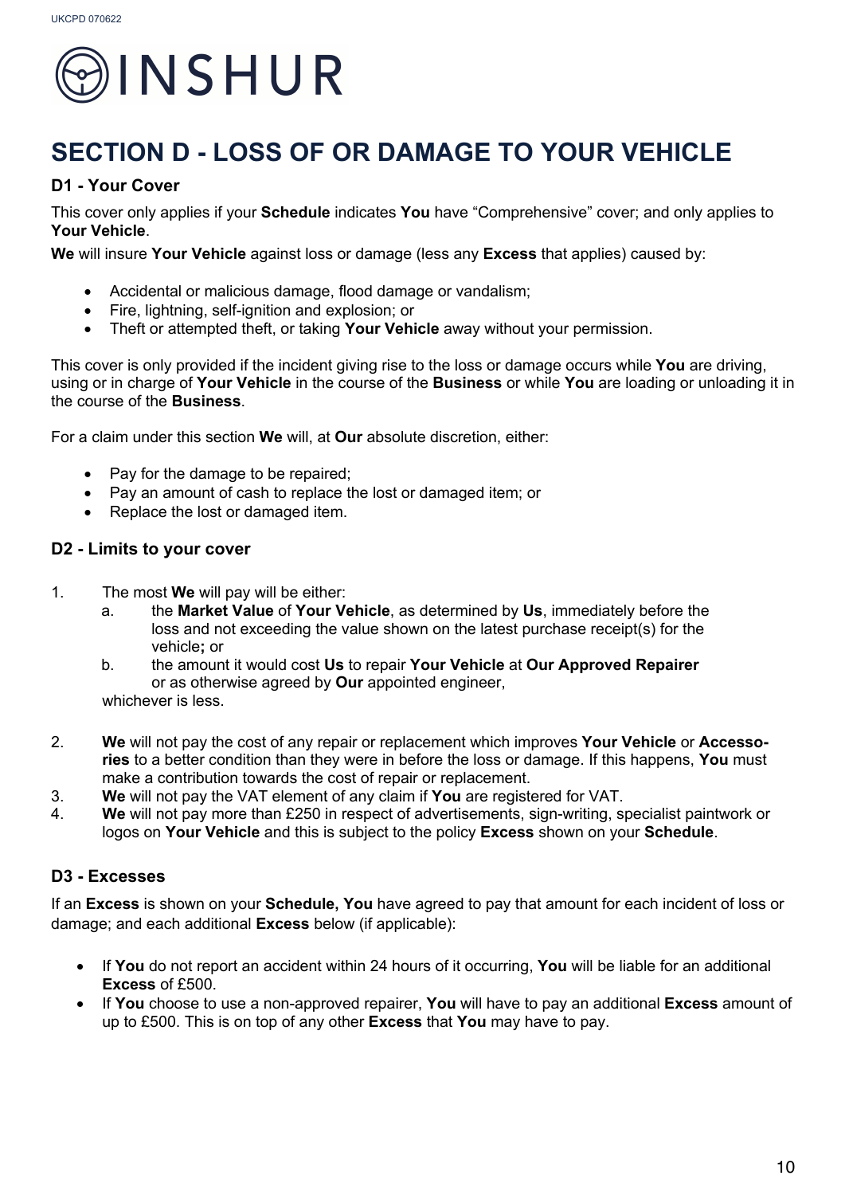# SECTION D - LOSS OF OR DAMAGE TO YOUR VEHICLE

## D1 - Your Cover

This cover only applies if your **Schedule** indicates **You** have "Comprehensive" cover; and only applies to **Your Vehicle**.

**We** will insure **Your Vehicle** against loss or damage (less any **Excess** that applies) caused by:

- Accidental or malicious damage, flood damage or vandalism;
- Fire, lightning, self-ignition and explosion; or
- Theft or attempted theft, or taking **Your Vehicle** away without your permission.

This cover is only provided if the incident giving rise to the loss or damage occurs while **You** are driving, using or in charge of **Your Vehicle** in the course of the **Business** or while **You** are loading or unloading it in the course of the **Business**.

For a claim under this section **We** will, at **Our** absolute discretion, either:

- Pay for the damage to be repaired;
- Pay an amount of cash to replace the lost or damaged item; or
- Replace the lost or damaged item.

## D2 - Limits to your cover

1. The most **We** will pay will be either:
   a. the **Market Value** of **Your Vehicle**, as determined by **Us**, immediately before the loss and not exceeding the value shown on the latest purchase receipt(s) for the vehicle**;** or
   b. the amount it would cost **Us** to repair **Your Vehicle** at **Our Approved Repairer** or as otherwise agreed by **Our** appointed engineer,

   whichever is less.

2. **We** will not pay the cost of any repair or replacement which improves **Your Vehicle** or **Accessories** to a better condition than they were in before the loss or damage. If this happens, **You** must make a contribution towards the cost of repair or replacement.
3. **We** will not pay the VAT element of any claim if **You** are registered for VAT.
4. **We** will not pay more than £250 in respect of advertisements, sign-writing, specialist paintwork or logos on **Your Vehicle** and this is subject to the policy **Excess** shown on your **Schedule**.

## D3 - Excesses

If an **Excess** is shown on your **Schedule, You** have agreed to pay that amount for each incident of loss or damage; and each additional **Excess** below (if applicable):

- If **You** do not report an accident within 24 hours of it occurring, **You** will be liable for an additional **Excess** of £500.
- If **You** choose to use a non-approved repairer, **You** will have to pay an additional **Excess** amount of up to £500. This is on top of any other **Excess** that **You** may have to pay.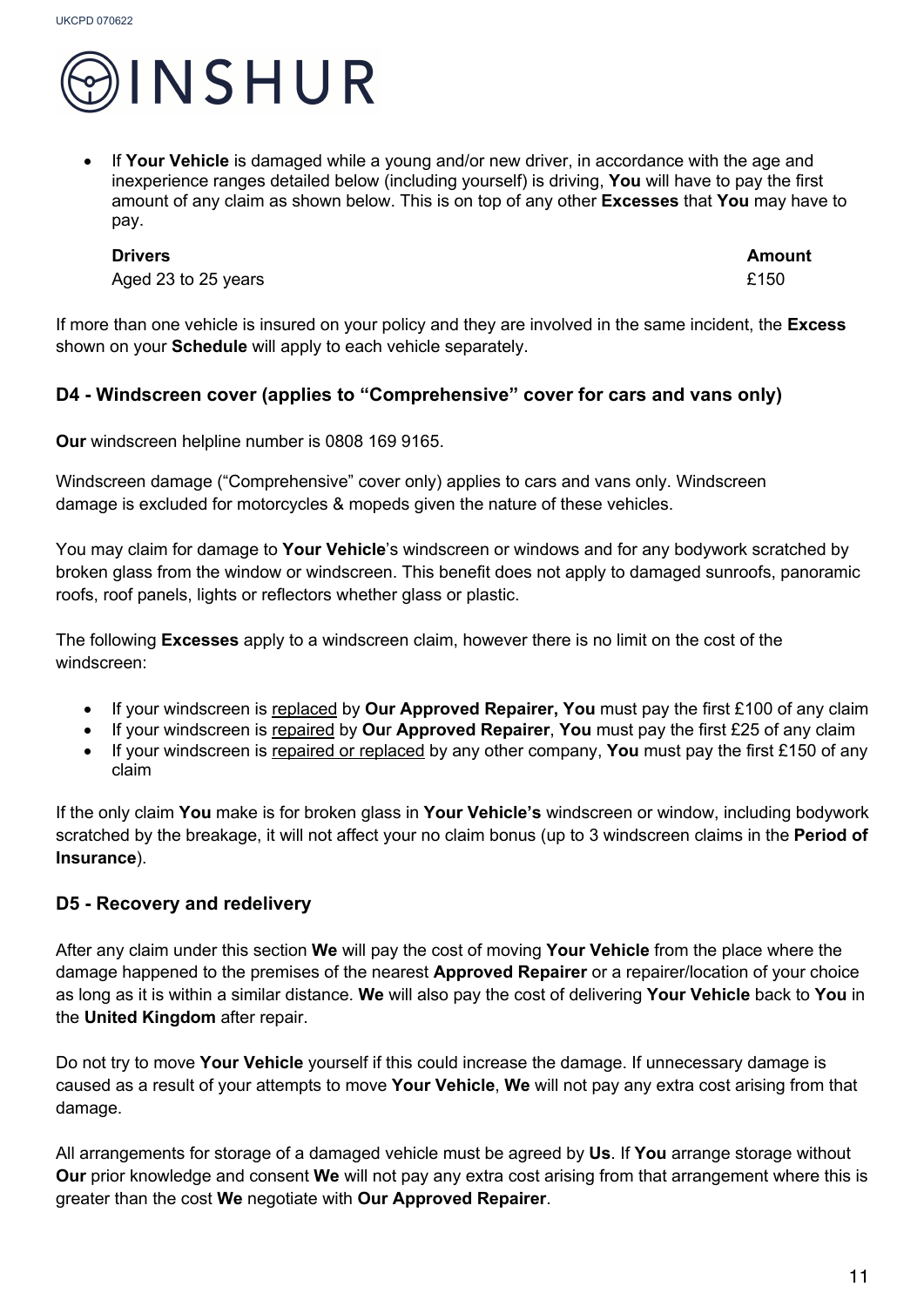- If **Your Vehicle** is damaged while a young and/or new driver, in accordance with the age and inexperience ranges detailed below (including yourself) is driving, **You** will have to pay the first amount of any claim as shown below. This is on top of any other **Excesses** that **You** may have to pay.

| **Drivers** | **Amount** |
|---|---|
| Aged 23 to 25 years | £150 |

If more than one vehicle is insured on your policy and they are involved in the same incident, the **Excess** shown on your **Schedule** will apply to each vehicle separately.

### D4 - Windscreen cover (applies to "Comprehensive" cover for cars and vans only)

**Our** windscreen helpline number is 0808 169 9165.

Windscreen damage ("Comprehensive" cover only) applies to cars and vans only. Windscreen damage is excluded for motorcycles & mopeds given the nature of these vehicles.

You may claim for damage to **Your Vehicle**'s windscreen or windows and for any bodywork scratched by broken glass from the window or windscreen. This benefit does not apply to damaged sunroofs, panoramic roofs, roof panels, lights or reflectors whether glass or plastic.

The following **Excesses** apply to a windscreen claim, however there is no limit on the cost of the windscreen:

- If your windscreen is <u>replaced</u> by **Our Approved Repairer, You** must pay the first £100 of any claim
- If your windscreen is <u>repaired</u> by **Our Approved Repairer**, **You** must pay the first £25 of any claim
- If your windscreen is <u>repaired or replaced</u> by any other company, **You** must pay the first £150 of any claim

If the only claim **You** make is for broken glass in **Your Vehicle's** windscreen or window, including bodywork scratched by the breakage, it will not affect your no claim bonus (up to 3 windscreen claims in the **Period of Insurance**).

### D5 - Recovery and redelivery

After any claim under this section **We** will pay the cost of moving **Your Vehicle** from the place where the damage happened to the premises of the nearest **Approved Repairer** or a repairer/location of your choice as long as it is within a similar distance. **We** will also pay the cost of delivering **Your Vehicle** back to **You** in the **United Kingdom** after repair.

Do not try to move **Your Vehicle** yourself if this could increase the damage. If unnecessary damage is caused as a result of your attempts to move **Your Vehicle**, **We** will not pay any extra cost arising from that damage.

All arrangements for storage of a damaged vehicle must be agreed by **Us**. If **You** arrange storage without **Our** prior knowledge and consent **We** will not pay any extra cost arising from that arrangement where this is greater than the cost **We** negotiate with **Our Approved Repairer**.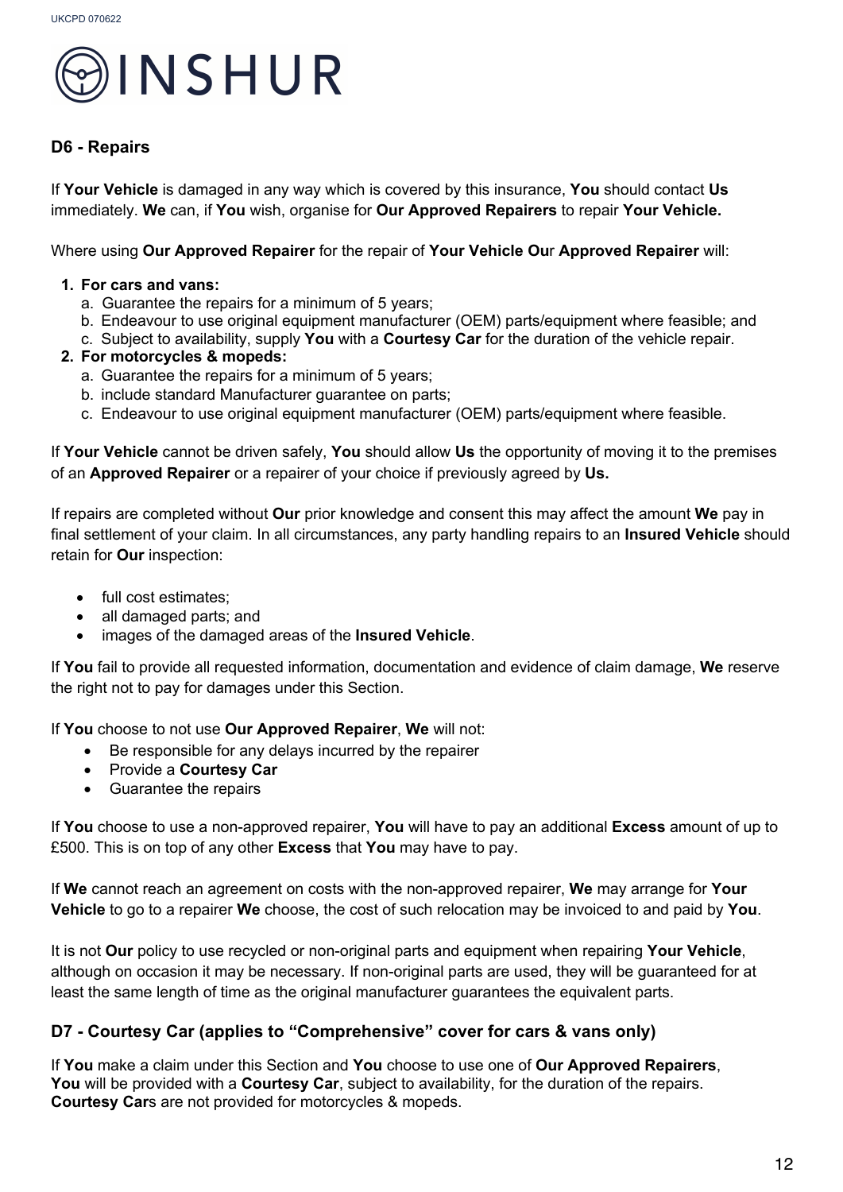## D6 - Repairs

If **Your Vehicle** is damaged in any way which is covered by this insurance, **You** should contact **Us** immediately. **We** can, if **You** wish, organise for **Our Approved Repairers** to repair **Your Vehicle.**

Where using **Our Approved Repairer** for the repair of **Your Vehicle Ou**r **Approved Repairer** will:

1. **For cars and vans:**
   a. Guarantee the repairs for a minimum of 5 years;
   b. Endeavour to use original equipment manufacturer (OEM) parts/equipment where feasible; and
   c. Subject to availability, supply **You** with a **Courtesy Car** for the duration of the vehicle repair.
2. **For motorcycles & mopeds:**
   a. Guarantee the repairs for a minimum of 5 years;
   b. include standard Manufacturer guarantee on parts;
   c. Endeavour to use original equipment manufacturer (OEM) parts/equipment where feasible.

If **Your Vehicle** cannot be driven safely, **You** should allow **Us** the opportunity of moving it to the premises of an **Approved Repairer** or a repairer of your choice if previously agreed by **Us.**

If repairs are completed without **Our** prior knowledge and consent this may affect the amount **We** pay in final settlement of your claim. In all circumstances, any party handling repairs to an **Insured Vehicle** should retain for **Our** inspection:

- full cost estimates;
- all damaged parts; and
- images of the damaged areas of the **Insured Vehicle**.

If **You** fail to provide all requested information, documentation and evidence of claim damage, **We** reserve the right not to pay for damages under this Section.

If **You** choose to not use **Our Approved Repairer**, **We** will not:

- Be responsible for any delays incurred by the repairer
- Provide a **Courtesy Car**
- Guarantee the repairs

If **You** choose to use a non-approved repairer, **You** will have to pay an additional **Excess** amount of up to £500. This is on top of any other **Excess** that **You** may have to pay.

If **We** cannot reach an agreement on costs with the non-approved repairer, **We** may arrange for **Your Vehicle** to go to a repairer **We** choose, the cost of such relocation may be invoiced to and paid by **You**.

It is not **Our** policy to use recycled or non-original parts and equipment when repairing **Your Vehicle**, although on occasion it may be necessary. If non-original parts are used, they will be guaranteed for at least the same length of time as the original manufacturer guarantees the equivalent parts.

## D7 - Courtesy Car (applies to "Comprehensive" cover for cars & vans only)

If **You** make a claim under this Section and **You** choose to use one of **Our Approved Repairers**, **You** will be provided with a **Courtesy Car**, subject to availability, for the duration of the repairs. **Courtesy Car**s are not provided for motorcycles & mopeds.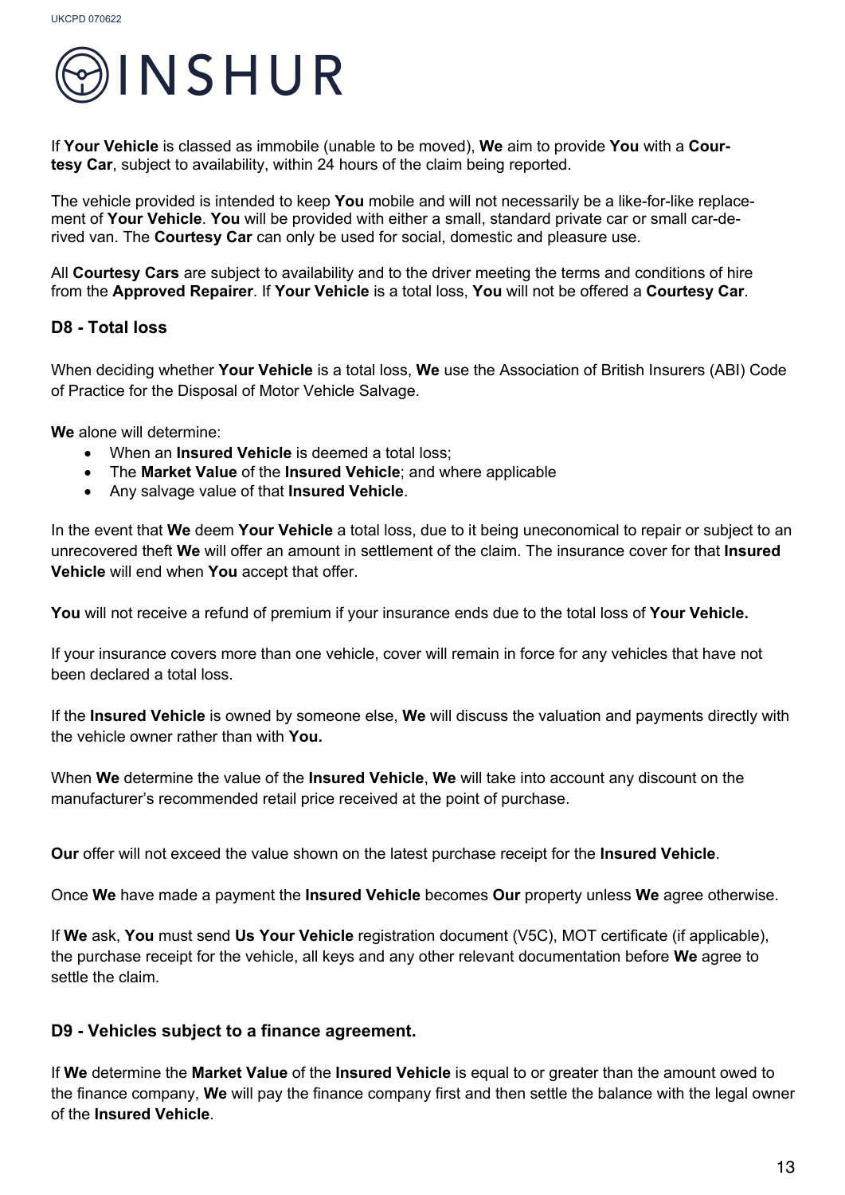If **Your Vehicle** is classed as immobile (unable to be moved), **We** aim to provide **You** with a **Courtesy Car**, subject to availability, within 24 hours of the claim being reported.

The vehicle provided is intended to keep **You** mobile and will not necessarily be a like-for-like replacement of **Your Vehicle**. **You** will be provided with either a small, standard private car or small car-derived van. The **Courtesy Car** can only be used for social, domestic and pleasure use.

All **Courtesy Cars** are subject to availability and to the driver meeting the terms and conditions of hire from the **Approved Repairer**. If **Your Vehicle** is a total loss, **You** will not be offered a **Courtesy Car**.

### D8 - Total loss

When deciding whether **Your Vehicle** is a total loss, **We** use the Association of British Insurers (ABI) Code of Practice for the Disposal of Motor Vehicle Salvage.

**We** alone will determine:

- When an **Insured Vehicle** is deemed a total loss;
- The **Market Value** of the **Insured Vehicle**; and where applicable
- Any salvage value of that **Insured Vehicle**.

In the event that **We** deem **Your Vehicle** a total loss, due to it being uneconomical to repair or subject to an unrecovered theft **We** will offer an amount in settlement of the claim. The insurance cover for that **Insured Vehicle** will end when **You** accept that offer.

**You** will not receive a refund of premium if your insurance ends due to the total loss of **Your Vehicle.**

If your insurance covers more than one vehicle, cover will remain in force for any vehicles that have not been declared a total loss.

If the **Insured Vehicle** is owned by someone else, **We** will discuss the valuation and payments directly with the vehicle owner rather than with **You.**

When **We** determine the value of the **Insured Vehicle**, **We** will take into account any discount on the manufacturer's recommended retail price received at the point of purchase.

**Our** offer will not exceed the value shown on the latest purchase receipt for the **Insured Vehicle**.

Once **We** have made a payment the **Insured Vehicle** becomes **Our** property unless **We** agree otherwise.

If **We** ask, **You** must send **Us Your Vehicle** registration document (V5C), MOT certificate (if applicable), the purchase receipt for the vehicle, all keys and any other relevant documentation before **We** agree to settle the claim.

### D9 - Vehicles subject to a finance agreement.

If **We** determine the **Market Value** of the **Insured Vehicle** is equal to or greater than the amount owed to the finance company, **We** will pay the finance company first and then settle the balance with the legal owner of the **Insured Vehicle**.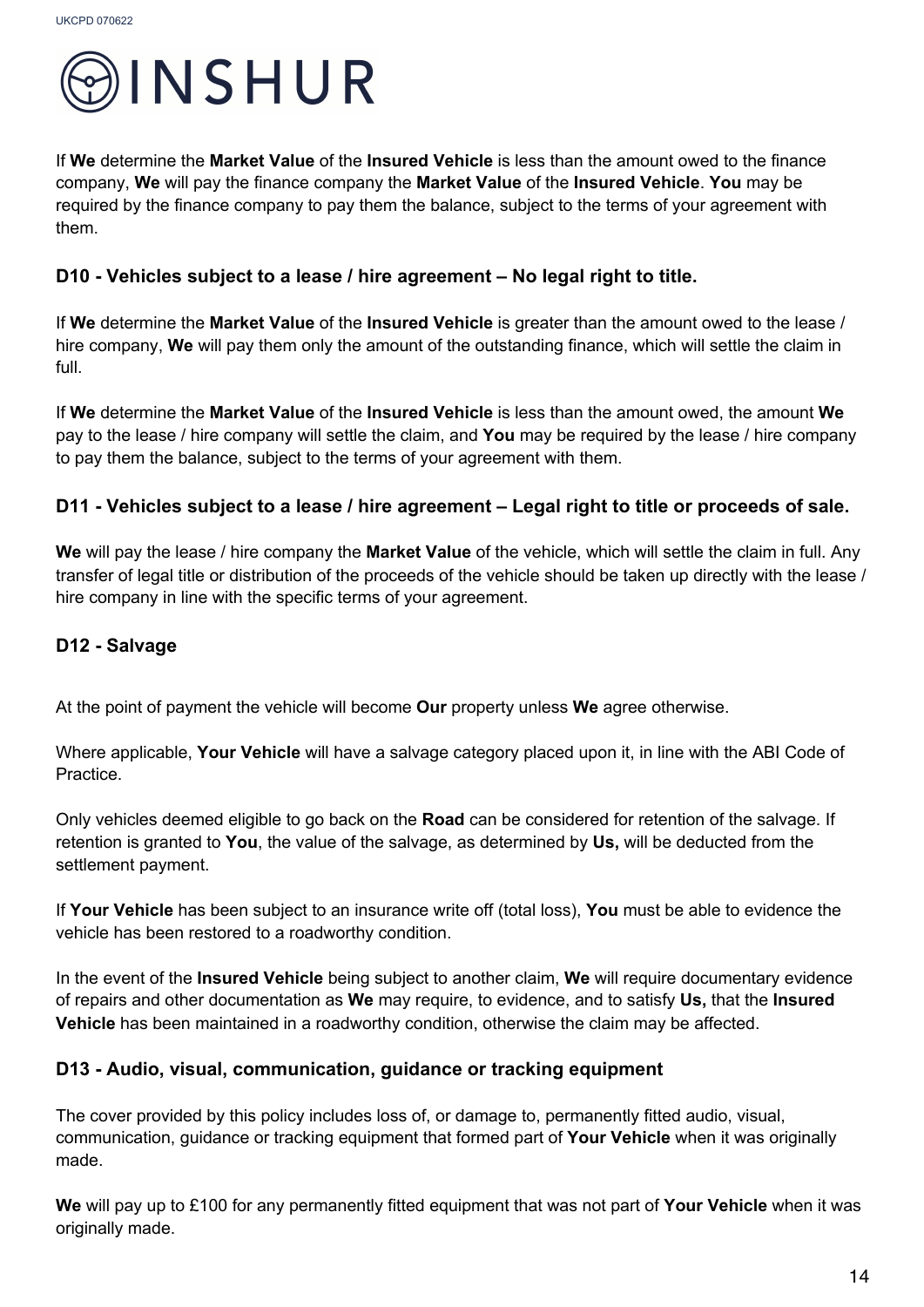If **We** determine the **Market Value** of the **Insured Vehicle** is less than the amount owed to the finance company, **We** will pay the finance company the **Market Value** of the **Insured Vehicle**. **You** may be required by the finance company to pay them the balance, subject to the terms of your agreement with them.

### D10 - Vehicles subject to a lease / hire agreement – No legal right to title.

If **We** determine the **Market Value** of the **Insured Vehicle** is greater than the amount owed to the lease / hire company, **We** will pay them only the amount of the outstanding finance, which will settle the claim in full.

If **We** determine the **Market Value** of the **Insured Vehicle** is less than the amount owed, the amount **We** pay to the lease / hire company will settle the claim, and **You** may be required by the lease / hire company to pay them the balance, subject to the terms of your agreement with them.

### D11 - Vehicles subject to a lease / hire agreement – Legal right to title or proceeds of sale.

**We** will pay the lease / hire company the **Market Value** of the vehicle, which will settle the claim in full. Any transfer of legal title or distribution of the proceeds of the vehicle should be taken up directly with the lease / hire company in line with the specific terms of your agreement.

### D12 - Salvage

At the point of payment the vehicle will become **Our** property unless **We** agree otherwise.

Where applicable, **Your Vehicle** will have a salvage category placed upon it, in line with the ABI Code of Practice.

Only vehicles deemed eligible to go back on the **Road** can be considered for retention of the salvage. If retention is granted to **You**, the value of the salvage, as determined by **Us,** will be deducted from the settlement payment.

If **Your Vehicle** has been subject to an insurance write off (total loss), **You** must be able to evidence the vehicle has been restored to a roadworthy condition.

In the event of the **Insured Vehicle** being subject to another claim, **We** will require documentary evidence of repairs and other documentation as **We** may require, to evidence, and to satisfy **Us,** that the **Insured Vehicle** has been maintained in a roadworthy condition, otherwise the claim may be affected.

### D13 - Audio, visual, communication, guidance or tracking equipment

The cover provided by this policy includes loss of, or damage to, permanently fitted audio, visual, communication, guidance or tracking equipment that formed part of **Your Vehicle** when it was originally made.

**We** will pay up to £100 for any permanently fitted equipment that was not part of **Your Vehicle** when it was originally made.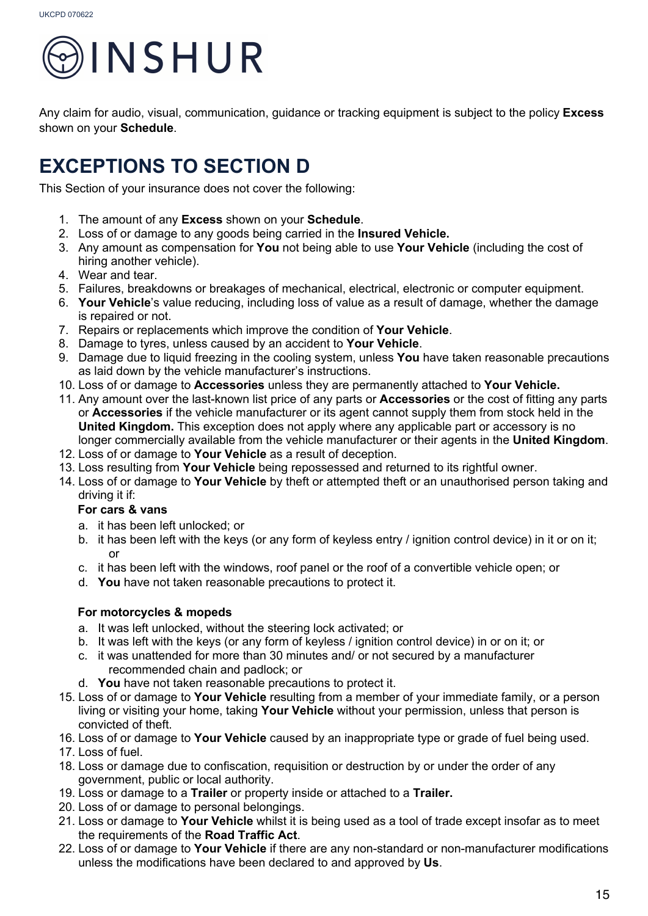Any claim for audio, visual, communication, guidance or tracking equipment is subject to the policy **Excess** shown on your **Schedule**.

## EXCEPTIONS TO SECTION D

This Section of your insurance does not cover the following:

1. The amount of any **Excess** shown on your **Schedule**.
2. Loss of or damage to any goods being carried in the **Insured Vehicle.**
3. Any amount as compensation for **You** not being able to use **Your Vehicle** (including the cost of hiring another vehicle).
4. Wear and tear.
5. Failures, breakdowns or breakages of mechanical, electrical, electronic or computer equipment.
6. **Your Vehicle**'s value reducing, including loss of value as a result of damage, whether the damage is repaired or not.
7. Repairs or replacements which improve the condition of **Your Vehicle**.
8. Damage to tyres, unless caused by an accident to **Your Vehicle**.
9. Damage due to liquid freezing in the cooling system, unless **You** have taken reasonable precautions as laid down by the vehicle manufacturer's instructions.
10. Loss of or damage to **Accessories** unless they are permanently attached to **Your Vehicle.**
11. Any amount over the last-known list price of any parts or **Accessories** or the cost of fitting any parts or **Accessories** if the vehicle manufacturer or its agent cannot supply them from stock held in the **United Kingdom.** This exception does not apply where any applicable part or accessory is no longer commercially available from the vehicle manufacturer or their agents in the **United Kingdom**.
12. Loss of or damage to **Your Vehicle** as a result of deception.
13. Loss resulting from **Your Vehicle** being repossessed and returned to its rightful owner.
14. Loss of or damage to **Your Vehicle** by theft or attempted theft or an unauthorised person taking and driving it if:

    **For cars & vans**

    a. it has been left unlocked; or
    b. it has been left with the keys (or any form of keyless entry / ignition control device) in it or on it; or
    c. it has been left with the windows, roof panel or the roof of a convertible vehicle open; or
    d. **You** have not taken reasonable precautions to protect it.

    **For motorcycles & mopeds**

    a. It was left unlocked, without the steering lock activated; or
    b. It was left with the keys (or any form of keyless / ignition control device) in or on it; or
    c. it was unattended for more than 30 minutes and/ or not secured by a manufacturer recommended chain and padlock; or
    d. **You** have not taken reasonable precautions to protect it.
15. Loss of or damage to **Your Vehicle** resulting from a member of your immediate family, or a person living or visiting your home, taking **Your Vehicle** without your permission, unless that person is convicted of theft.
16. Loss of or damage to **Your Vehicle** caused by an inappropriate type or grade of fuel being used.
17. Loss of fuel.
18. Loss or damage due to confiscation, requisition or destruction by or under the order of any government, public or local authority.
19. Loss or damage to a **Trailer** or property inside or attached to a **Trailer.**
20. Loss of or damage to personal belongings.
21. Loss or damage to **Your Vehicle** whilst it is being used as a tool of trade except insofar as to meet the requirements of the **Road Traffic Act**.
22. Loss of or damage to **Your Vehicle** if there are any non-standard or non-manufacturer modifications unless the modifications have been declared to and approved by **Us**.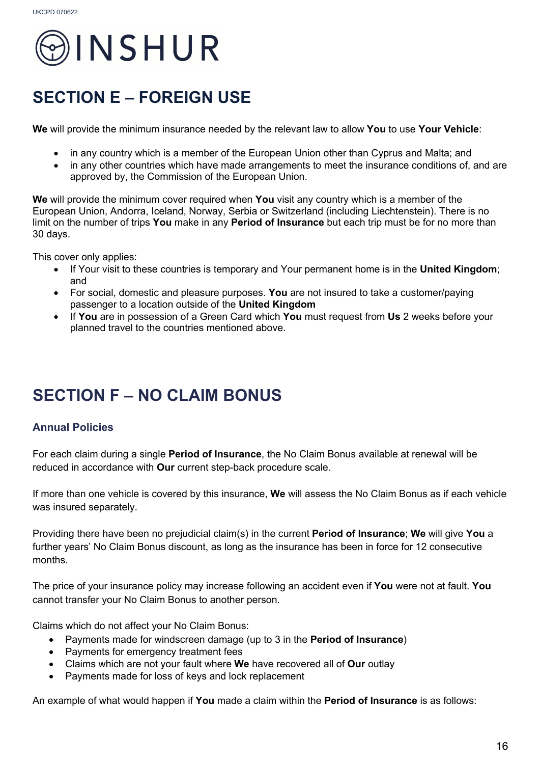# SECTION E – FOREIGN USE

**We** will provide the minimum insurance needed by the relevant law to allow **You** to use **Your Vehicle**:

- in any country which is a member of the European Union other than Cyprus and Malta; and
- in any other countries which have made arrangements to meet the insurance conditions of, and are approved by, the Commission of the European Union.

**We** will provide the minimum cover required when **You** visit any country which is a member of the European Union, Andorra, Iceland, Norway, Serbia or Switzerland (including Liechtenstein). There is no limit on the number of trips **You** make in any **Period of Insurance** but each trip must be for no more than 30 days.

This cover only applies:

- If Your visit to these countries is temporary and Your permanent home is in the **United Kingdom**; and
- For social, domestic and pleasure purposes. **You** are not insured to take a customer/paying passenger to a location outside of the **United Kingdom**
- If **You** are in possession of a Green Card which **You** must request from **Us** 2 weeks before your planned travel to the countries mentioned above.

# SECTION F – NO CLAIM BONUS

## Annual Policies

For each claim during a single **Period of Insurance**, the No Claim Bonus available at renewal will be reduced in accordance with **Our** current step-back procedure scale.

If more than one vehicle is covered by this insurance, **We** will assess the No Claim Bonus as if each vehicle was insured separately.

Providing there have been no prejudicial claim(s) in the current **Period of Insurance**; **We** will give **You** a further years' No Claim Bonus discount, as long as the insurance has been in force for 12 consecutive months.

The price of your insurance policy may increase following an accident even if **You** were not at fault. **You** cannot transfer your No Claim Bonus to another person.

Claims which do not affect your No Claim Bonus:

- Payments made for windscreen damage (up to 3 in the **Period of Insurance**)
- Payments for emergency treatment fees
- Claims which are not your fault where **We** have recovered all of **Our** outlay
- Payments made for loss of keys and lock replacement

An example of what would happen if **You** made a claim within the **Period of Insurance** is as follows: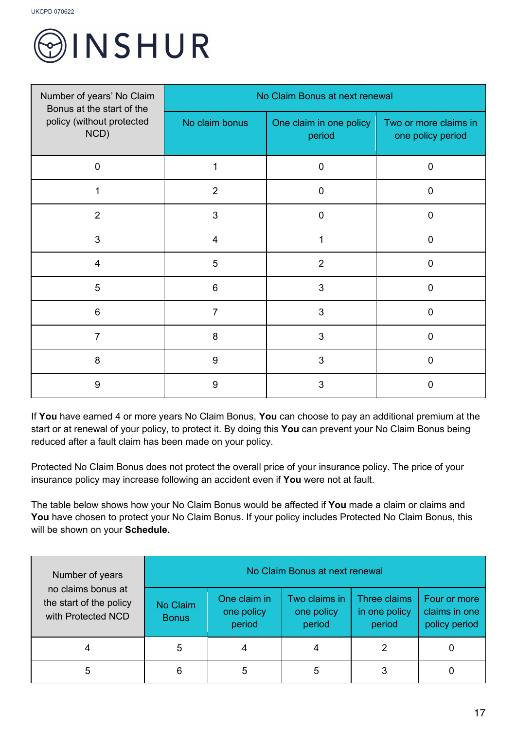| Number of years' No Claim Bonus at the start of the policy (without protected NCD) | No Claim Bonus at next renewal | | |
|---|---|---|---|
| | No claim bonus | One claim in one policy period | Two or more claims in one policy period |
| 0 | 1 | 0 | 0 |
| 1 | 2 | 0 | 0 |
| 2 | 3 | 0 | 0 |
| 3 | 4 | 1 | 0 |
| 4 | 5 | 2 | 0 |
| 5 | 6 | 3 | 0 |
| 6 | 7 | 3 | 0 |
| 7 | 8 | 3 | 0 |
| 8 | 9 | 3 | 0 |
| 9 | 9 | 3 | 0 |

If **You** have earned 4 or more years No Claim Bonus, **You** can choose to pay an additional premium at the start or at renewal of your policy, to protect it. By doing this **You** can prevent your No Claim Bonus being reduced after a fault claim has been made on your policy.

Protected No Claim Bonus does not protect the overall price of your insurance policy. The price of your insurance policy may increase following an accident even if **You** were not at fault.

The table below shows how your No Claim Bonus would be affected if **You** made a claim or claims and **You** have chosen to protect your No Claim Bonus. If your policy includes Protected No Claim Bonus, this will be shown on your **Schedule.**

| Number of years no claims bonus at the start of the policy with Protected NCD | No Claim Bonus at next renewal | | | | |
|---|---|---|---|---|---|
| | No Claim Bonus | One claim in one policy period | Two claims in one policy period | Three claims in one policy period | Four or more claims in one policy period |
| 4 | 5 | 4 | 4 | 2 | 0 |
| 5 | 6 | 5 | 5 | 3 | 0 |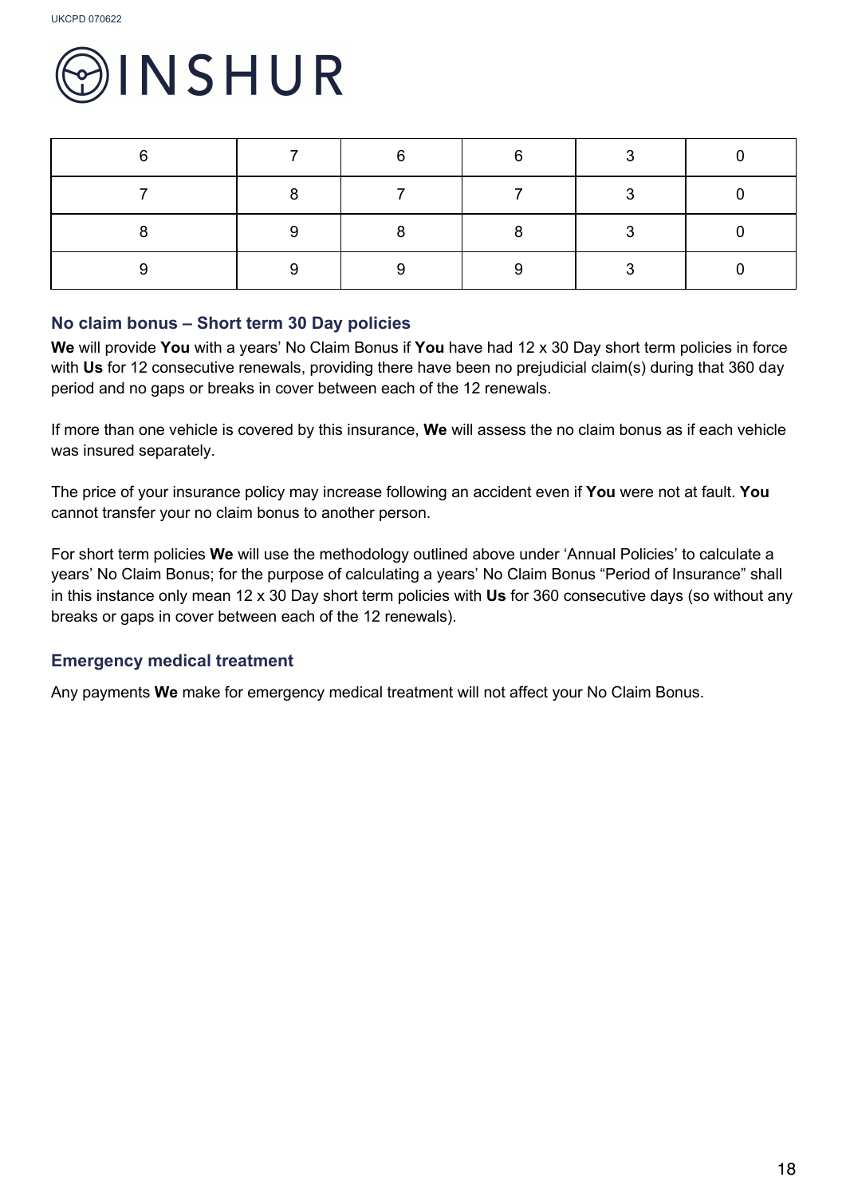| | | | | | |
|---|---|---|---|---|---|
| 6 | 7 | 6 | 6 | 3 | 0 |
| 7 | 8 | 7 | 7 | 3 | 0 |
| 8 | 9 | 8 | 8 | 3 | 0 |
| 9 | 9 | 9 | 9 | 3 | 0 |

### No claim bonus – Short term 30 Day policies

**We** will provide **You** with a years' No Claim Bonus if **You** have had 12 x 30 Day short term policies in force with **Us** for 12 consecutive renewals, providing there have been no prejudicial claim(s) during that 360 day period and no gaps or breaks in cover between each of the 12 renewals.

If more than one vehicle is covered by this insurance, **We** will assess the no claim bonus as if each vehicle was insured separately.

The price of your insurance policy may increase following an accident even if **You** were not at fault. **You** cannot transfer your no claim bonus to another person.

For short term policies **We** will use the methodology outlined above under 'Annual Policies' to calculate a years' No Claim Bonus; for the purpose of calculating a years' No Claim Bonus "Period of Insurance" shall in this instance only mean 12 x 30 Day short term policies with **Us** for 360 consecutive days (so without any breaks or gaps in cover between each of the 12 renewals).

### Emergency medical treatment

Any payments **We** make for emergency medical treatment will not affect your No Claim Bonus.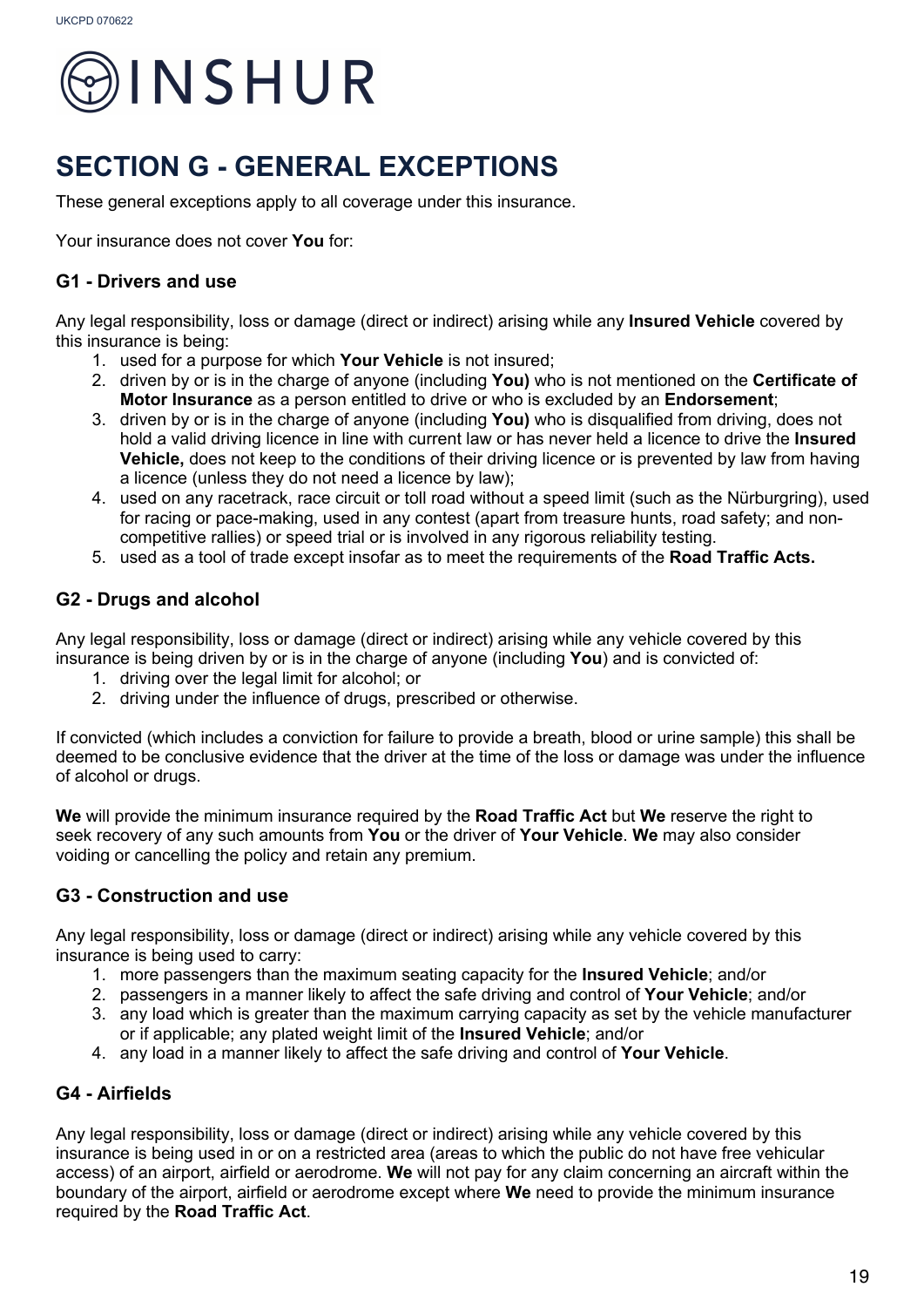# SECTION G - GENERAL EXCEPTIONS

These general exceptions apply to all coverage under this insurance.

Your insurance does not cover **You** for:

## G1 - Drivers and use

Any legal responsibility, loss or damage (direct or indirect) arising while any **Insured Vehicle** covered by this insurance is being:

1. used for a purpose for which **Your Vehicle** is not insured;
2. driven by or is in the charge of anyone (including **You)** who is not mentioned on the **Certificate of Motor Insurance** as a person entitled to drive or who is excluded by an **Endorsement**;
3. driven by or is in the charge of anyone (including **You)** who is disqualified from driving, does not hold a valid driving licence in line with current law or has never held a licence to drive the **Insured Vehicle,** does not keep to the conditions of their driving licence or is prevented by law from having a licence (unless they do not need a licence by law);
4. used on any racetrack, race circuit or toll road without a speed limit (such as the Nürburgring), used for racing or pace-making, used in any contest (apart from treasure hunts, road safety; and non-competitive rallies) or speed trial or is involved in any rigorous reliability testing.
5. used as a tool of trade except insofar as to meet the requirements of the **Road Traffic Acts.**

## G2 - Drugs and alcohol

Any legal responsibility, loss or damage (direct or indirect) arising while any vehicle covered by this insurance is being driven by or is in the charge of anyone (including **You**) and is convicted of:

1. driving over the legal limit for alcohol; or
2. driving under the influence of drugs, prescribed or otherwise.

If convicted (which includes a conviction for failure to provide a breath, blood or urine sample) this shall be deemed to be conclusive evidence that the driver at the time of the loss or damage was under the influence of alcohol or drugs.

**We** will provide the minimum insurance required by the **Road Traffic Act** but **We** reserve the right to seek recovery of any such amounts from **You** or the driver of **Your Vehicle**. **We** may also consider voiding or cancelling the policy and retain any premium.

## G3 - Construction and use

Any legal responsibility, loss or damage (direct or indirect) arising while any vehicle covered by this insurance is being used to carry:

1. more passengers than the maximum seating capacity for the **Insured Vehicle**; and/or
2. passengers in a manner likely to affect the safe driving and control of **Your Vehicle**; and/or
3. any load which is greater than the maximum carrying capacity as set by the vehicle manufacturer or if applicable; any plated weight limit of the **Insured Vehicle**; and/or
4. any load in a manner likely to affect the safe driving and control of **Your Vehicle**.

## G4 - Airfields

Any legal responsibility, loss or damage (direct or indirect) arising while any vehicle covered by this insurance is being used in or on a restricted area (areas to which the public do not have free vehicular access) of an airport, airfield or aerodrome. **We** will not pay for any claim concerning an aircraft within the boundary of the airport, airfield or aerodrome except where **We** need to provide the minimum insurance required by the **Road Traffic Act**.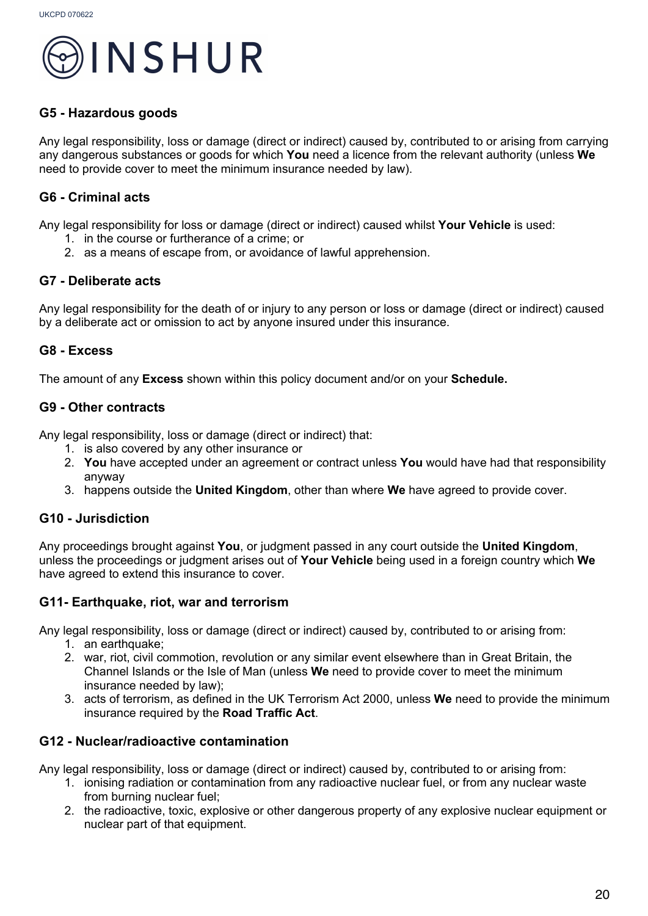## G5 - Hazardous goods

Any legal responsibility, loss or damage (direct or indirect) caused by, contributed to or arising from carrying any dangerous substances or goods for which **You** need a licence from the relevant authority (unless **We** need to provide cover to meet the minimum insurance needed by law).

## G6 - Criminal acts

Any legal responsibility for loss or damage (direct or indirect) caused whilst **Your Vehicle** is used:

1. in the course or furtherance of a crime; or
2. as a means of escape from, or avoidance of lawful apprehension.

## G7 - Deliberate acts

Any legal responsibility for the death of or injury to any person or loss or damage (direct or indirect) caused by a deliberate act or omission to act by anyone insured under this insurance.

## G8 - Excess

The amount of any **Excess** shown within this policy document and/or on your **Schedule.**

## G9 - Other contracts

Any legal responsibility, loss or damage (direct or indirect) that:

1. is also covered by any other insurance or
2. **You** have accepted under an agreement or contract unless **You** would have had that responsibility anyway
3. happens outside the **United Kingdom**, other than where **We** have agreed to provide cover.

## G10 - Jurisdiction

Any proceedings brought against **You**, or judgment passed in any court outside the **United Kingdom**, unless the proceedings or judgment arises out of **Your Vehicle** being used in a foreign country which **We** have agreed to extend this insurance to cover.

## G11- Earthquake, riot, war and terrorism

Any legal responsibility, loss or damage (direct or indirect) caused by, contributed to or arising from:

1. an earthquake;
2. war, riot, civil commotion, revolution or any similar event elsewhere than in Great Britain, the Channel Islands or the Isle of Man (unless **We** need to provide cover to meet the minimum insurance needed by law);
3. acts of terrorism, as defined in the UK Terrorism Act 2000, unless **We** need to provide the minimum insurance required by the **Road Traffic Act**.

## G12 - Nuclear/radioactive contamination

Any legal responsibility, loss or damage (direct or indirect) caused by, contributed to or arising from:

1. ionising radiation or contamination from any radioactive nuclear fuel, or from any nuclear waste from burning nuclear fuel;
2. the radioactive, toxic, explosive or other dangerous property of any explosive nuclear equipment or nuclear part of that equipment.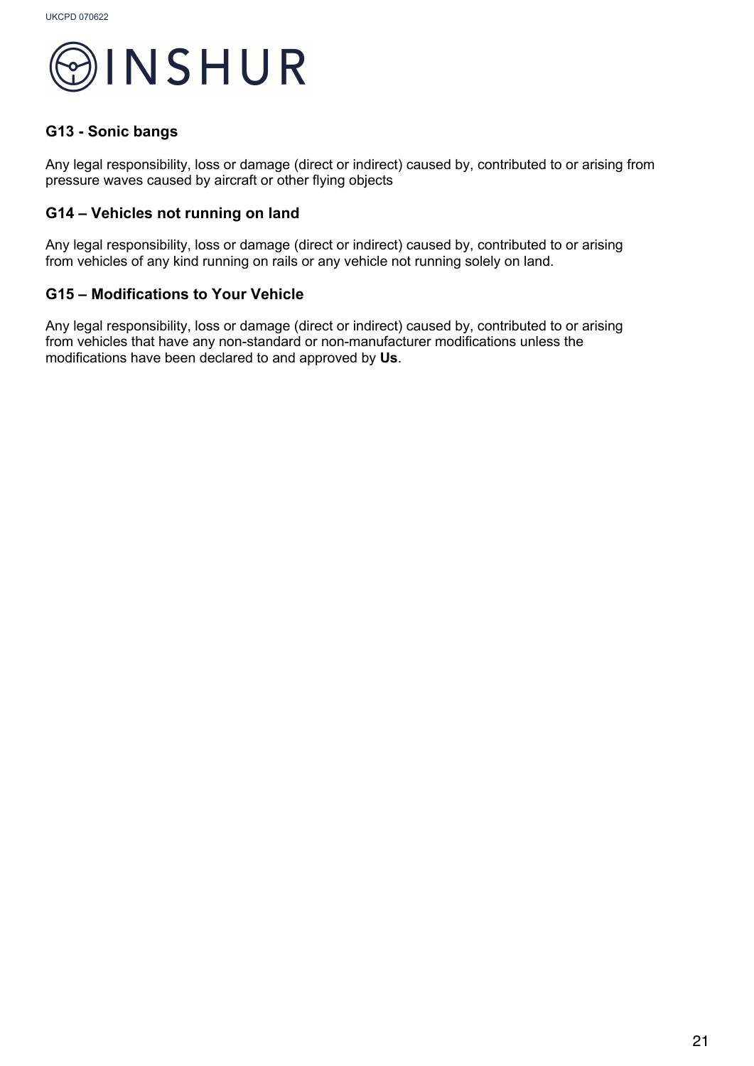### G13 - Sonic bangs

Any legal responsibility, loss or damage (direct or indirect) caused by, contributed to or arising from pressure waves caused by aircraft or other flying objects

### G14 – Vehicles not running on land

Any legal responsibility, loss or damage (direct or indirect) caused by, contributed to or arising from vehicles of any kind running on rails or any vehicle not running solely on land.

### G15 – Modifications to Your Vehicle

Any legal responsibility, loss or damage (direct or indirect) caused by, contributed to or arising from vehicles that have any non-standard or non-manufacturer modifications unless the modifications have been declared to and approved by **Us**.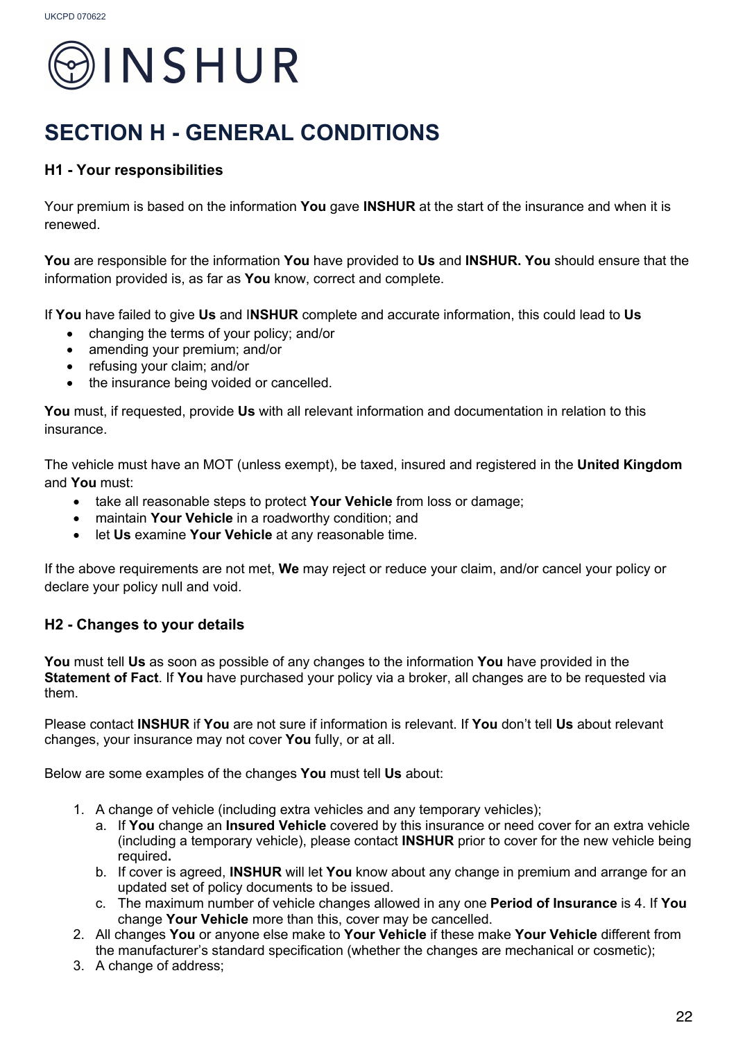# SECTION H - GENERAL CONDITIONS

### H1 - Your responsibilities

Your premium is based on the information **You** gave **INSHUR** at the start of the insurance and when it is renewed.

**You** are responsible for the information **You** have provided to **Us** and **INSHUR. You** should ensure that the information provided is, as far as **You** know, correct and complete.

If **You** have failed to give **Us** and I**NSHUR** complete and accurate information, this could lead to **Us**

- changing the terms of your policy; and/or
- amending your premium; and/or
- refusing your claim; and/or
- the insurance being voided or cancelled.

**You** must, if requested, provide **Us** with all relevant information and documentation in relation to this insurance.

The vehicle must have an MOT (unless exempt), be taxed, insured and registered in the **United Kingdom** and **You** must:

- take all reasonable steps to protect **Your Vehicle** from loss or damage;
- maintain **Your Vehicle** in a roadworthy condition; and
- let **Us** examine **Your Vehicle** at any reasonable time.

If the above requirements are not met, **We** may reject or reduce your claim, and/or cancel your policy or declare your policy null and void.

### H2 - Changes to your details

**You** must tell **Us** as soon as possible of any changes to the information **You** have provided in the **Statement of Fact**. If **You** have purchased your policy via a broker, all changes are to be requested via them.

Please contact **INSHUR** if **You** are not sure if information is relevant. If **You** don't tell **Us** about relevant changes, your insurance may not cover **You** fully, or at all.

Below are some examples of the changes **You** must tell **Us** about:

1. A change of vehicle (including extra vehicles and any temporary vehicles);
    a. If **You** change an **Insured Vehicle** covered by this insurance or need cover for an extra vehicle (including a temporary vehicle), please contact **INSHUR** prior to cover for the new vehicle being required**.**
    b. If cover is agreed, **INSHUR** will let **You** know about any change in premium and arrange for an updated set of policy documents to be issued.
    c. The maximum number of vehicle changes allowed in any one **Period of Insurance** is 4. If **You** change **Your Vehicle** more than this, cover may be cancelled.
2. All changes **You** or anyone else make to **Your Vehicle** if these make **Your Vehicle** different from the manufacturer's standard specification (whether the changes are mechanical or cosmetic);
3. A change of address;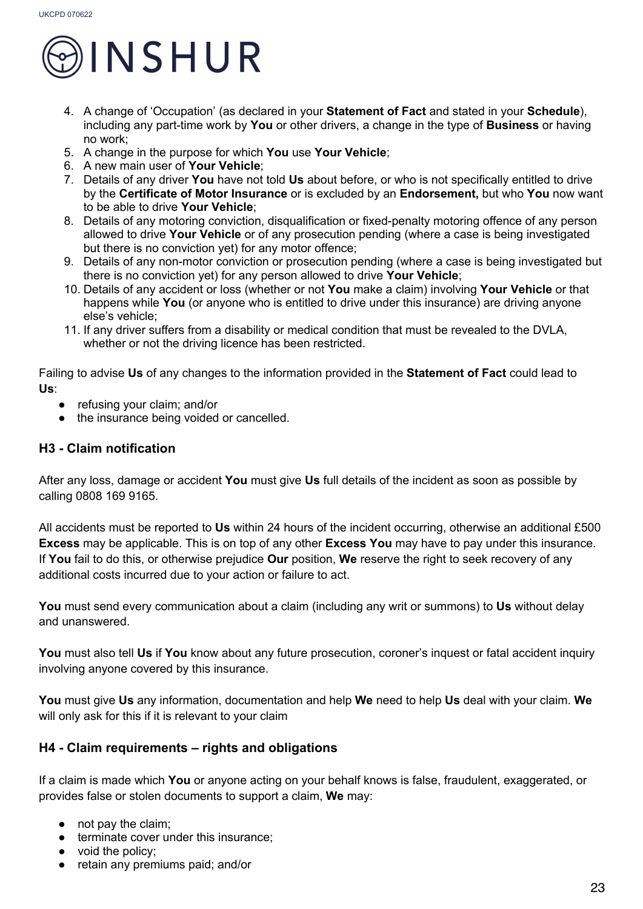4. A change of 'Occupation' (as declared in your **Statement of Fact** and stated in your **Schedule**), including any part-time work by **You** or other drivers, a change in the type of **Business** or having no work;
5. A change in the purpose for which **You** use **Your Vehicle**;
6. A new main user of **Your Vehicle**;
7. Details of any driver **You** have not told **Us** about before, or who is not specifically entitled to drive by the **Certificate of Motor Insurance** or is excluded by an **Endorsement,** but who **You** now want to be able to drive **Your Vehicle**;
8. Details of any motoring conviction, disqualification or fixed-penalty motoring offence of any person allowed to drive **Your Vehicle** or of any prosecution pending (where a case is being investigated but there is no conviction yet) for any motor offence;
9. Details of any non-motor conviction or prosecution pending (where a case is being investigated but there is no conviction yet) for any person allowed to drive **Your Vehicle**;
10. Details of any accident or loss (whether or not **You** make a claim) involving **Your Vehicle** or that happens while **You** (or anyone who is entitled to drive under this insurance) are driving anyone else's vehicle;
11. If any driver suffers from a disability or medical condition that must be revealed to the DVLA, whether or not the driving licence has been restricted.

Failing to advise **Us** of any changes to the information provided in the **Statement of Fact** could lead to **Us**:

- refusing your claim; and/or
- the insurance being voided or cancelled.

### H3 - Claim notification

After any loss, damage or accident **You** must give **Us** full details of the incident as soon as possible by calling 0808 169 9165.

All accidents must be reported to **Us** within 24 hours of the incident occurring, otherwise an additional £500 **Excess** may be applicable. This is on top of any other **Excess You** may have to pay under this insurance. If **You** fail to do this, or otherwise prejudice **Our** position, **We** reserve the right to seek recovery of any additional costs incurred due to your action or failure to act.

**You** must send every communication about a claim (including any writ or summons) to **Us** without delay and unanswered.

**You** must also tell **Us** if **You** know about any future prosecution, coroner's inquest or fatal accident inquiry involving anyone covered by this insurance.

**You** must give **Us** any information, documentation and help **We** need to help **Us** deal with your claim. **We** will only ask for this if it is relevant to your claim

### H4 - Claim requirements – rights and obligations

If a claim is made which **You** or anyone acting on your behalf knows is false, fraudulent, exaggerated, or provides false or stolen documents to support a claim, **We** may:

- not pay the claim;
- terminate cover under this insurance;
- void the policy;
- retain any premiums paid; and/or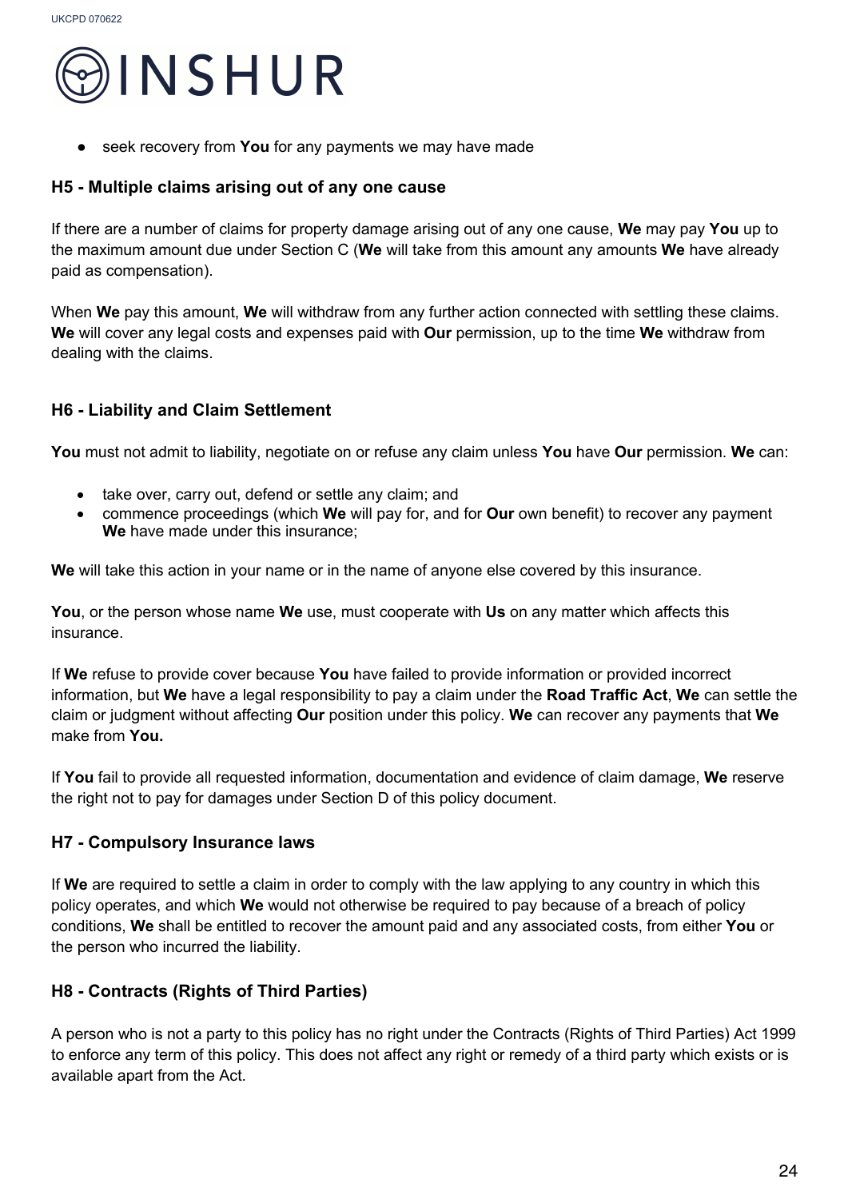- seek recovery from **You** for any payments we may have made

### H5 - Multiple claims arising out of any one cause

If there are a number of claims for property damage arising out of any one cause, **We** may pay **You** up to the maximum amount due under Section C (**We** will take from this amount any amounts **We** have already paid as compensation).

When **We** pay this amount, **We** will withdraw from any further action connected with settling these claims. **We** will cover any legal costs and expenses paid with **Our** permission, up to the time **We** withdraw from dealing with the claims.

### H6 - Liability and Claim Settlement

**You** must not admit to liability, negotiate on or refuse any claim unless **You** have **Our** permission. **We** can:

- take over, carry out, defend or settle any claim; and
- commence proceedings (which **We** will pay for, and for **Our** own benefit) to recover any payment **We** have made under this insurance;

**We** will take this action in your name or in the name of anyone else covered by this insurance.

**You**, or the person whose name **We** use, must cooperate with **Us** on any matter which affects this insurance.

If **We** refuse to provide cover because **You** have failed to provide information or provided incorrect information, but **We** have a legal responsibility to pay a claim under the **Road Traffic Act**, **We** can settle the claim or judgment without affecting **Our** position under this policy. **We** can recover any payments that **We** make from **You.**

If **You** fail to provide all requested information, documentation and evidence of claim damage, **We** reserve the right not to pay for damages under Section D of this policy document.

### H7 - Compulsory Insurance laws

If **We** are required to settle a claim in order to comply with the law applying to any country in which this policy operates, and which **We** would not otherwise be required to pay because of a breach of policy conditions, **We** shall be entitled to recover the amount paid and any associated costs, from either **You** or the person who incurred the liability.

### H8 - Contracts (Rights of Third Parties)

A person who is not a party to this policy has no right under the Contracts (Rights of Third Parties) Act 1999 to enforce any term of this policy. This does not affect any right or remedy of a third party which exists or is available apart from the Act.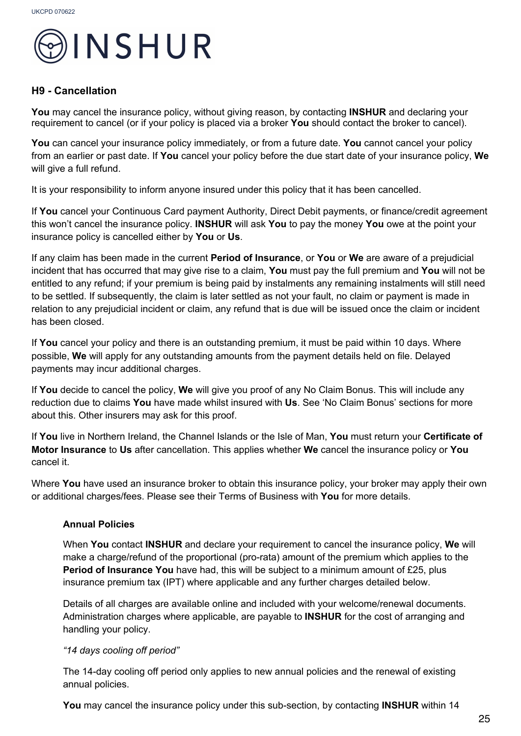## H9 - Cancellation

**You** may cancel the insurance policy, without giving reason, by contacting **INSHUR** and declaring your requirement to cancel (or if your policy is placed via a broker **You** should contact the broker to cancel).

**You** can cancel your insurance policy immediately, or from a future date. **You** cannot cancel your policy from an earlier or past date. If **You** cancel your policy before the due start date of your insurance policy, **We** will give a full refund.

It is your responsibility to inform anyone insured under this policy that it has been cancelled.

If **You** cancel your Continuous Card payment Authority, Direct Debit payments, or finance/credit agreement this won't cancel the insurance policy. **INSHUR** will ask **You** to pay the money **You** owe at the point your insurance policy is cancelled either by **You** or **Us**.

If any claim has been made in the current **Period of Insurance**, or **You** or **We** are aware of a prejudicial incident that has occurred that may give rise to a claim, **You** must pay the full premium and **You** will not be entitled to any refund; if your premium is being paid by instalments any remaining instalments will still need to be settled. If subsequently, the claim is later settled as not your fault, no claim or payment is made in relation to any prejudicial incident or claim, any refund that is due will be issued once the claim or incident has been closed.

If **You** cancel your policy and there is an outstanding premium, it must be paid within 10 days. Where possible, **We** will apply for any outstanding amounts from the payment details held on file. Delayed payments may incur additional charges.

If **You** decide to cancel the policy, **We** will give you proof of any No Claim Bonus. This will include any reduction due to claims **You** have made whilst insured with **Us**. See 'No Claim Bonus' sections for more about this. Other insurers may ask for this proof.

If **You** live in Northern Ireland, the Channel Islands or the Isle of Man, **You** must return your **Certificate of Motor Insurance** to **Us** after cancellation. This applies whether **We** cancel the insurance policy or **You** cancel it.

Where **You** have used an insurance broker to obtain this insurance policy, your broker may apply their own or additional charges/fees. Please see their Terms of Business with **You** for more details.

### Annual Policies

When **You** contact **INSHUR** and declare your requirement to cancel the insurance policy, **We** will make a charge/refund of the proportional (pro-rata) amount of the premium which applies to the **Period of Insurance You** have had, this will be subject to a minimum amount of £25, plus insurance premium tax (IPT) where applicable and any further charges detailed below.

Details of all charges are available online and included with your welcome/renewal documents. Administration charges where applicable, are payable to **INSHUR** for the cost of arranging and handling your policy.

*"14 days cooling off period"*

The 14-day cooling off period only applies to new annual policies and the renewal of existing annual policies.

**You** may cancel the insurance policy under this sub-section, by contacting **INSHUR** within 14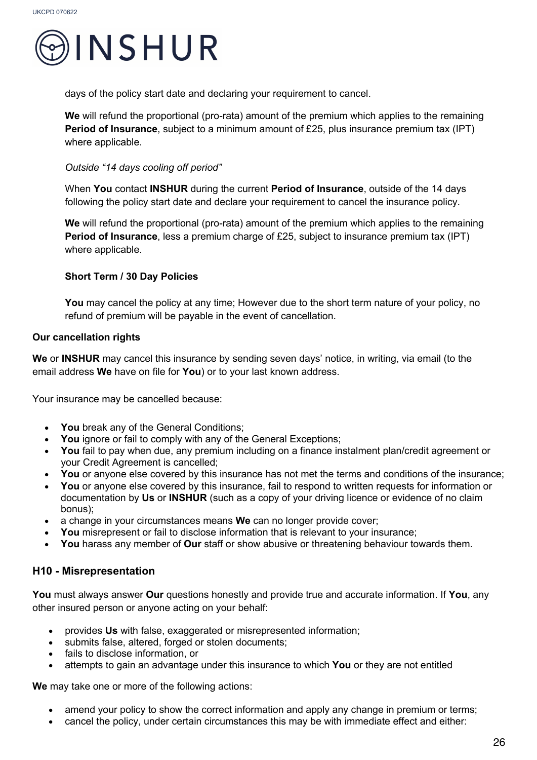days of the policy start date and declaring your requirement to cancel.

**We** will refund the proportional (pro-rata) amount of the premium which applies to the remaining **Period of Insurance**, subject to a minimum amount of £25, plus insurance premium tax (IPT) where applicable.

*Outside "14 days cooling off period"*

When **You** contact **INSHUR** during the current **Period of Insurance**, outside of the 14 days following the policy start date and declare your requirement to cancel the insurance policy.

**We** will refund the proportional (pro-rata) amount of the premium which applies to the remaining **Period of Insurance**, less a premium charge of £25, subject to insurance premium tax (IPT) where applicable.

**Short Term / 30 Day Policies**

**You** may cancel the policy at any time; However due to the short term nature of your policy, no refund of premium will be payable in the event of cancellation.

**Our cancellation rights**

**We** or **INSHUR** may cancel this insurance by sending seven days' notice, in writing, via email (to the email address **We** have on file for **You**) or to your last known address.

Your insurance may be cancelled because:

- **You** break any of the General Conditions;
- **You** ignore or fail to comply with any of the General Exceptions;
- **You** fail to pay when due, any premium including on a finance instalment plan/credit agreement or your Credit Agreement is cancelled;
- **You** or anyone else covered by this insurance has not met the terms and conditions of the insurance;
- **You** or anyone else covered by this insurance, fail to respond to written requests for information or documentation by **Us** or **INSHUR** (such as a copy of your driving licence or evidence of no claim bonus);
- a change in your circumstances means **We** can no longer provide cover;
- **You** misrepresent or fail to disclose information that is relevant to your insurance;
- **You** harass any member of **Our** staff or show abusive or threatening behaviour towards them.

## H10 - Misrepresentation

**You** must always answer **Our** questions honestly and provide true and accurate information. If **You**, any other insured person or anyone acting on your behalf:

- provides **Us** with false, exaggerated or misrepresented information;
- submits false, altered, forged or stolen documents;
- fails to disclose information, or
- attempts to gain an advantage under this insurance to which **You** or they are not entitled

**We** may take one or more of the following actions:

- amend your policy to show the correct information and apply any change in premium or terms;
- cancel the policy, under certain circumstances this may be with immediate effect and either: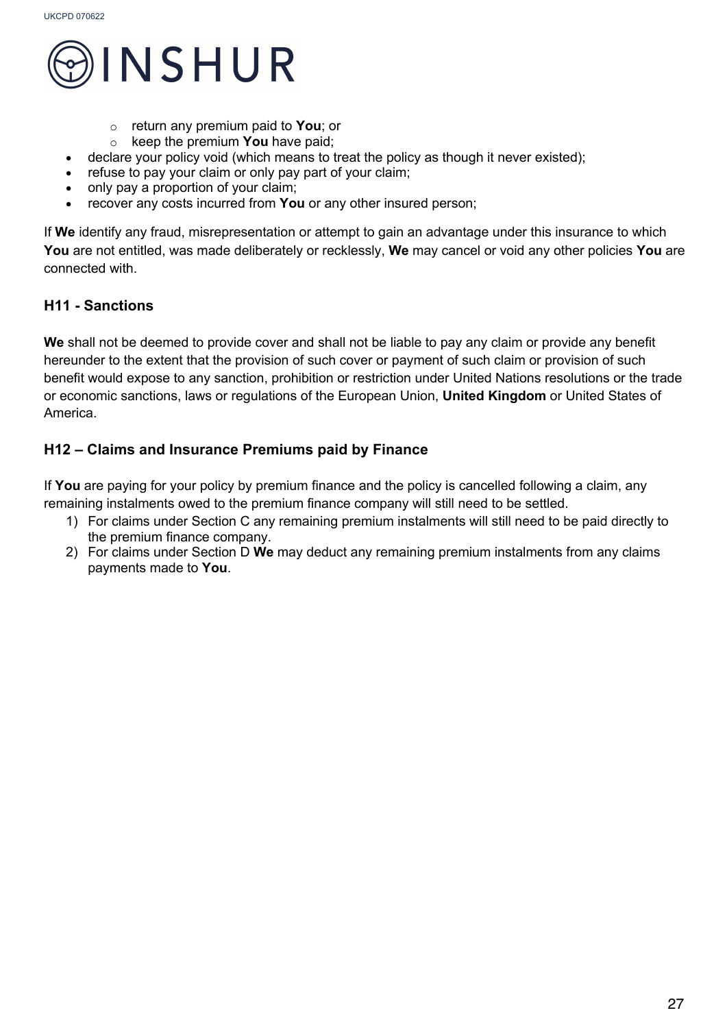- return any premium paid to **You**; or
  - keep the premium **You** have paid;
- declare your policy void (which means to treat the policy as though it never existed);
- refuse to pay your claim or only pay part of your claim;
- only pay a proportion of your claim;
- recover any costs incurred from **You** or any other insured person;

If **We** identify any fraud, misrepresentation or attempt to gain an advantage under this insurance to which **You** are not entitled, was made deliberately or recklessly, **We** may cancel or void any other policies **You** are connected with.

### H11 - Sanctions

**We** shall not be deemed to provide cover and shall not be liable to pay any claim or provide any benefit hereunder to the extent that the provision of such cover or payment of such claim or provision of such benefit would expose to any sanction, prohibition or restriction under United Nations resolutions or the trade or economic sanctions, laws or regulations of the European Union, **United Kingdom** or United States of America.

### H12 – Claims and Insurance Premiums paid by Finance

If **You** are paying for your policy by premium finance and the policy is cancelled following a claim, any remaining instalments owed to the premium finance company will still need to be settled.

1) For claims under Section C any remaining premium instalments will still need to be paid directly to the premium finance company.
2) For claims under Section D **We** may deduct any remaining premium instalments from any claims payments made to **You**.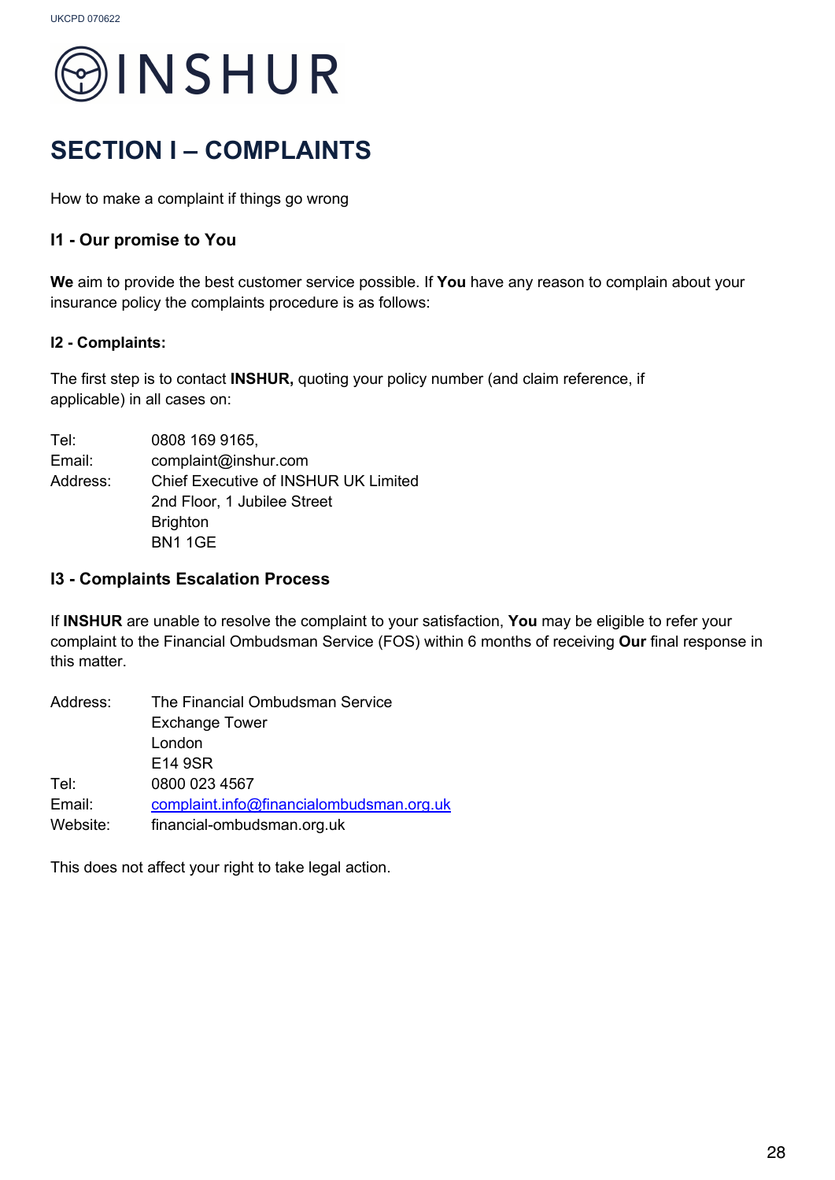# SECTION I – COMPLAINTS

How to make a complaint if things go wrong

### I1 - Our promise to You

**We** aim to provide the best customer service possible. If **You** have any reason to complain about your insurance policy the complaints procedure is as follows:

#### I2 - Complaints:

The first step is to contact **INSHUR,** quoting your policy number (and claim reference, if applicable) in all cases on:

Tel: 0808 169 9165,
Email: complaint@inshur.com
Address: Chief Executive of INSHUR UK Limited
2nd Floor, 1 Jubilee Street
Brighton
BN1 1GE

### I3 - Complaints Escalation Process

If **INSHUR** are unable to resolve the complaint to your satisfaction, **You** may be eligible to refer your complaint to the Financial Ombudsman Service (FOS) within 6 months of receiving **Our** final response in this matter.

Address: The Financial Ombudsman Service
Exchange Tower
London
E14 9SR
Tel: 0800 023 4567
Email: complaint.info@financialombudsman.org.uk
Website: financial-ombudsman.org.uk

This does not affect your right to take legal action.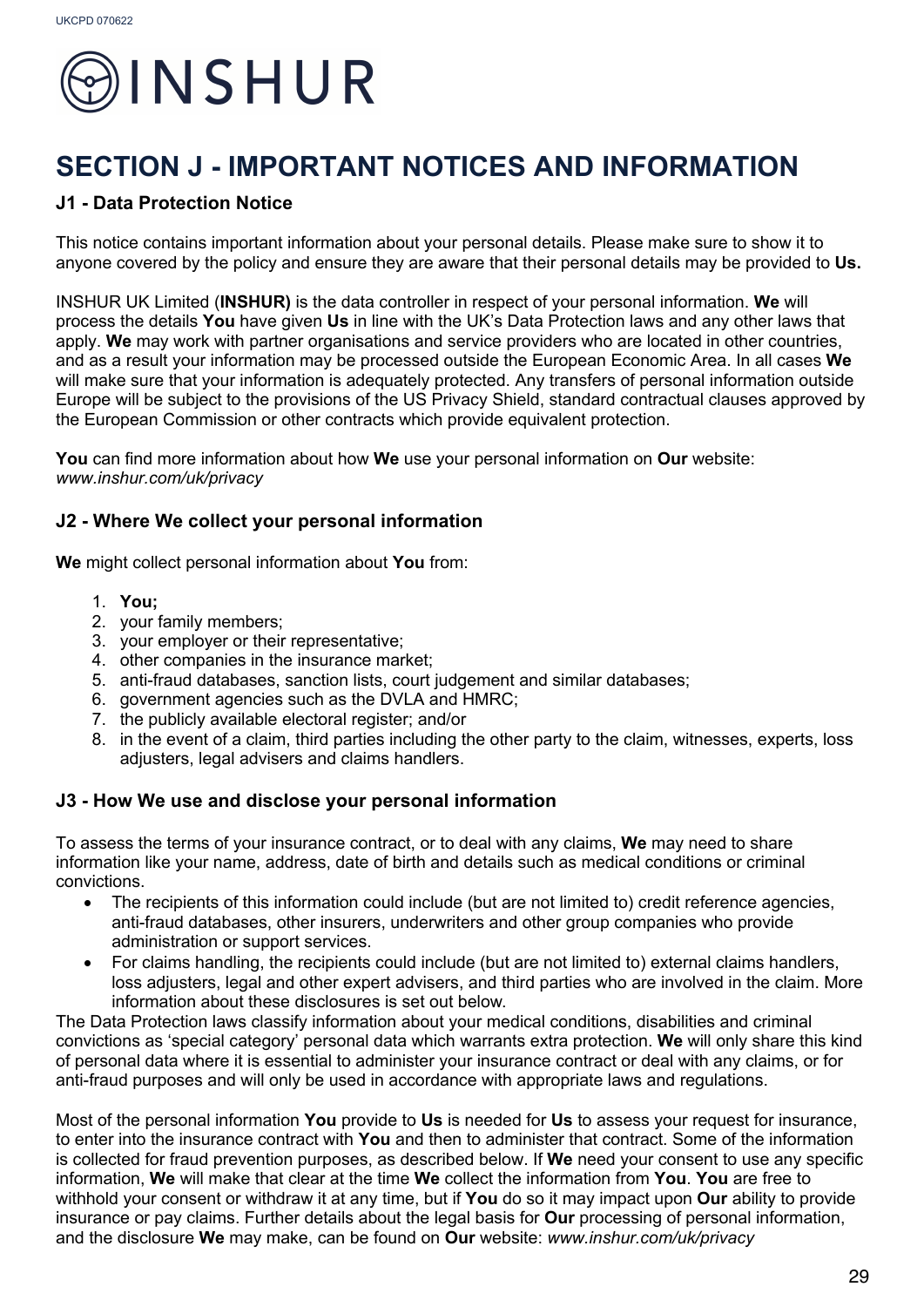# SECTION J - IMPORTANT NOTICES AND INFORMATION

### J1 - Data Protection Notice

This notice contains important information about your personal details. Please make sure to show it to anyone covered by the policy and ensure they are aware that their personal details may be provided to **Us.**

INSHUR UK Limited (**INSHUR)** is the data controller in respect of your personal information. **We** will process the details **You** have given **Us** in line with the UK's Data Protection laws and any other laws that apply. **We** may work with partner organisations and service providers who are located in other countries, and as a result your information may be processed outside the European Economic Area. In all cases **We** will make sure that your information is adequately protected. Any transfers of personal information outside Europe will be subject to the provisions of the US Privacy Shield, standard contractual clauses approved by the European Commission or other contracts which provide equivalent protection.

**You** can find more information about how **We** use your personal information on **Our** website: *www.inshur.com/uk/privacy*

### J2 - Where We collect your personal information

**We** might collect personal information about **You** from:

1. **You;**
2. your family members;
3. your employer or their representative;
4. other companies in the insurance market;
5. anti-fraud databases, sanction lists, court judgement and similar databases;
6. government agencies such as the DVLA and HMRC;
7. the publicly available electoral register; and/or
8. in the event of a claim, third parties including the other party to the claim, witnesses, experts, loss adjusters, legal advisers and claims handlers.

### J3 - How We use and disclose your personal information

To assess the terms of your insurance contract, or to deal with any claims, **We** may need to share information like your name, address, date of birth and details such as medical conditions or criminal convictions.

- The recipients of this information could include (but are not limited to) credit reference agencies, anti-fraud databases, other insurers, underwriters and other group companies who provide administration or support services.
- For claims handling, the recipients could include (but are not limited to) external claims handlers, loss adjusters, legal and other expert advisers, and third parties who are involved in the claim. More information about these disclosures is set out below.

The Data Protection laws classify information about your medical conditions, disabilities and criminal convictions as 'special category' personal data which warrants extra protection. **We** will only share this kind of personal data where it is essential to administer your insurance contract or deal with any claims, or for anti-fraud purposes and will only be used in accordance with appropriate laws and regulations.

Most of the personal information **You** provide to **Us** is needed for **Us** to assess your request for insurance, to enter into the insurance contract with **You** and then to administer that contract. Some of the information is collected for fraud prevention purposes, as described below. If **We** need your consent to use any specific information, **We** will make that clear at the time **We** collect the information from **You**. **You** are free to withhold your consent or withdraw it at any time, but if **You** do so it may impact upon **Our** ability to provide insurance or pay claims. Further details about the legal basis for **Our** processing of personal information, and the disclosure **We** may make, can be found on **Our** website: *www.inshur.com/uk/privacy*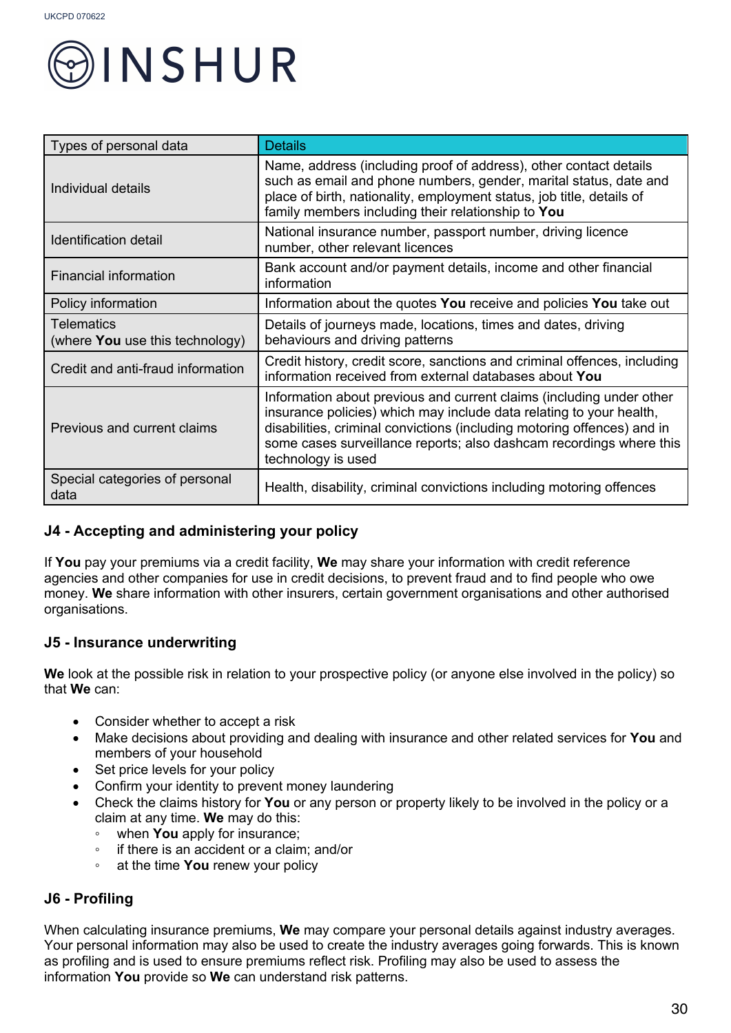| Types of personal data | Details |
| --- | --- |
| Individual details | Name, address (including proof of address), other contact details such as email and phone numbers, gender, marital status, date and place of birth, nationality, employment status, job title, details of family members including their relationship to **You** |
| Identification detail | National insurance number, passport number, driving licence number, other relevant licences |
| Financial information | Bank account and/or payment details, income and other financial information |
| Policy information | Information about the quotes **You** receive and policies **You** take out |
| Telematics (where **You** use this technology) | Details of journeys made, locations, times and dates, driving behaviours and driving patterns |
| Credit and anti-fraud information | Credit history, credit score, sanctions and criminal offences, including information received from external databases about **You** |
| Previous and current claims | Information about previous and current claims (including under other insurance policies) which may include data relating to your health, disabilities, criminal convictions (including motoring offences) and in some cases surveillance reports; also dashcam recordings where this technology is used |
| Special categories of personal data | Health, disability, criminal convictions including motoring offences |

### J4 - Accepting and administering your policy

If **You** pay your premiums via a credit facility, **We** may share your information with credit reference agencies and other companies for use in credit decisions, to prevent fraud and to find people who owe money. **We** share information with other insurers, certain government organisations and other authorised organisations.

### J5 - Insurance underwriting

**We** look at the possible risk in relation to your prospective policy (or anyone else involved in the policy) so that **We** can:

- Consider whether to accept a risk
- Make decisions about providing and dealing with insurance and other related services for **You** and members of your household
- Set price levels for your policy
- Confirm your identity to prevent money laundering
- Check the claims history for **You** or any person or property likely to be involved in the policy or a claim at any time. **We** may do this:
  - when **You** apply for insurance;
  - if there is an accident or a claim; and/or
  - at the time **You** renew your policy

### J6 - Profiling

When calculating insurance premiums, **We** may compare your personal details against industry averages. Your personal information may also be used to create the industry averages going forwards. This is known as profiling and is used to ensure premiums reflect risk. Profiling may also be used to assess the information **You** provide so **We** can understand risk patterns.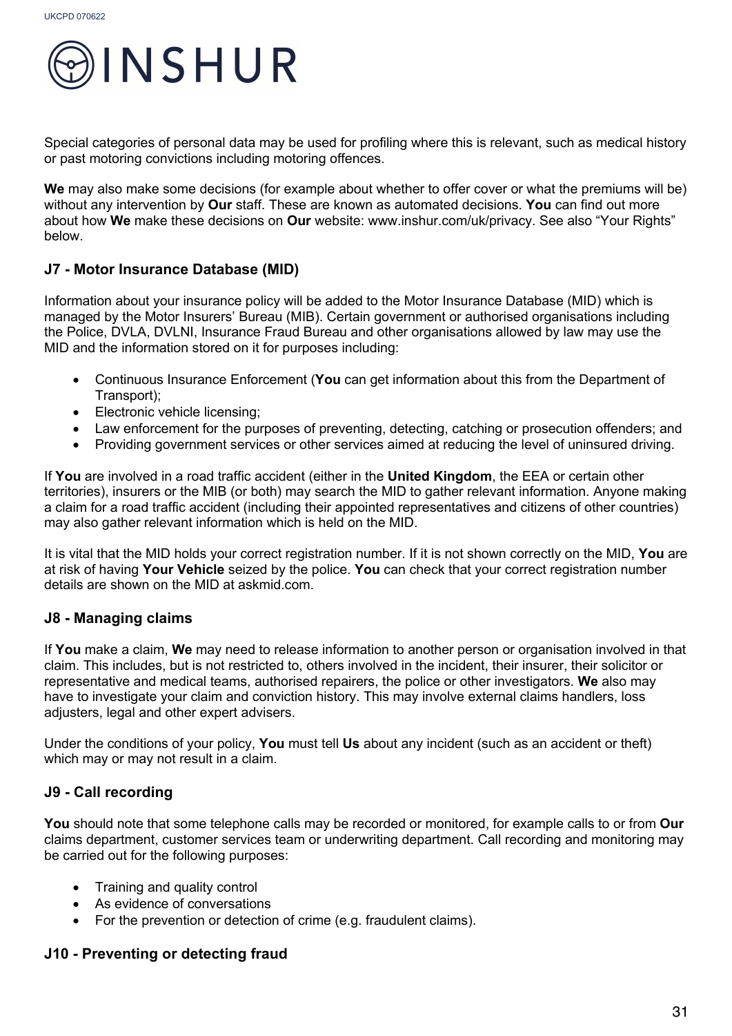Special categories of personal data may be used for profiling where this is relevant, such as medical history or past motoring convictions including motoring offences.

**We** may also make some decisions (for example about whether to offer cover or what the premiums will be) without any intervention by **Our** staff. These are known as automated decisions. **You** can find out more about how **We** make these decisions on **Our** website: www.inshur.com/uk/privacy. See also "Your Rights" below.

### J7 - Motor Insurance Database (MID)

Information about your insurance policy will be added to the Motor Insurance Database (MID) which is managed by the Motor Insurers' Bureau (MIB). Certain government or authorised organisations including the Police, DVLA, DVLNI, Insurance Fraud Bureau and other organisations allowed by law may use the MID and the information stored on it for purposes including:

- Continuous Insurance Enforcement (**You** can get information about this from the Department of Transport);
- Electronic vehicle licensing;
- Law enforcement for the purposes of preventing, detecting, catching or prosecution offenders; and
- Providing government services or other services aimed at reducing the level of uninsured driving.

If **You** are involved in a road traffic accident (either in the **United Kingdom**, the EEA or certain other territories), insurers or the MIB (or both) may search the MID to gather relevant information. Anyone making a claim for a road traffic accident (including their appointed representatives and citizens of other countries) may also gather relevant information which is held on the MID.

It is vital that the MID holds your correct registration number. If it is not shown correctly on the MID, **You** are at risk of having **Your Vehicle** seized by the police. **You** can check that your correct registration number details are shown on the MID at askmid.com.

### J8 - Managing claims

If **You** make a claim, **We** may need to release information to another person or organisation involved in that claim. This includes, but is not restricted to, others involved in the incident, their insurer, their solicitor or representative and medical teams, authorised repairers, the police or other investigators. **We** also may have to investigate your claim and conviction history. This may involve external claims handlers, loss adjusters, legal and other expert advisers.

Under the conditions of your policy, **You** must tell **Us** about any incident (such as an accident or theft) which may or may not result in a claim.

### J9 - Call recording

**You** should note that some telephone calls may be recorded or monitored, for example calls to or from **Our** claims department, customer services team or underwriting department. Call recording and monitoring may be carried out for the following purposes:

- Training and quality control
- As evidence of conversations
- For the prevention or detection of crime (e.g. fraudulent claims).

### J10 - Preventing or detecting fraud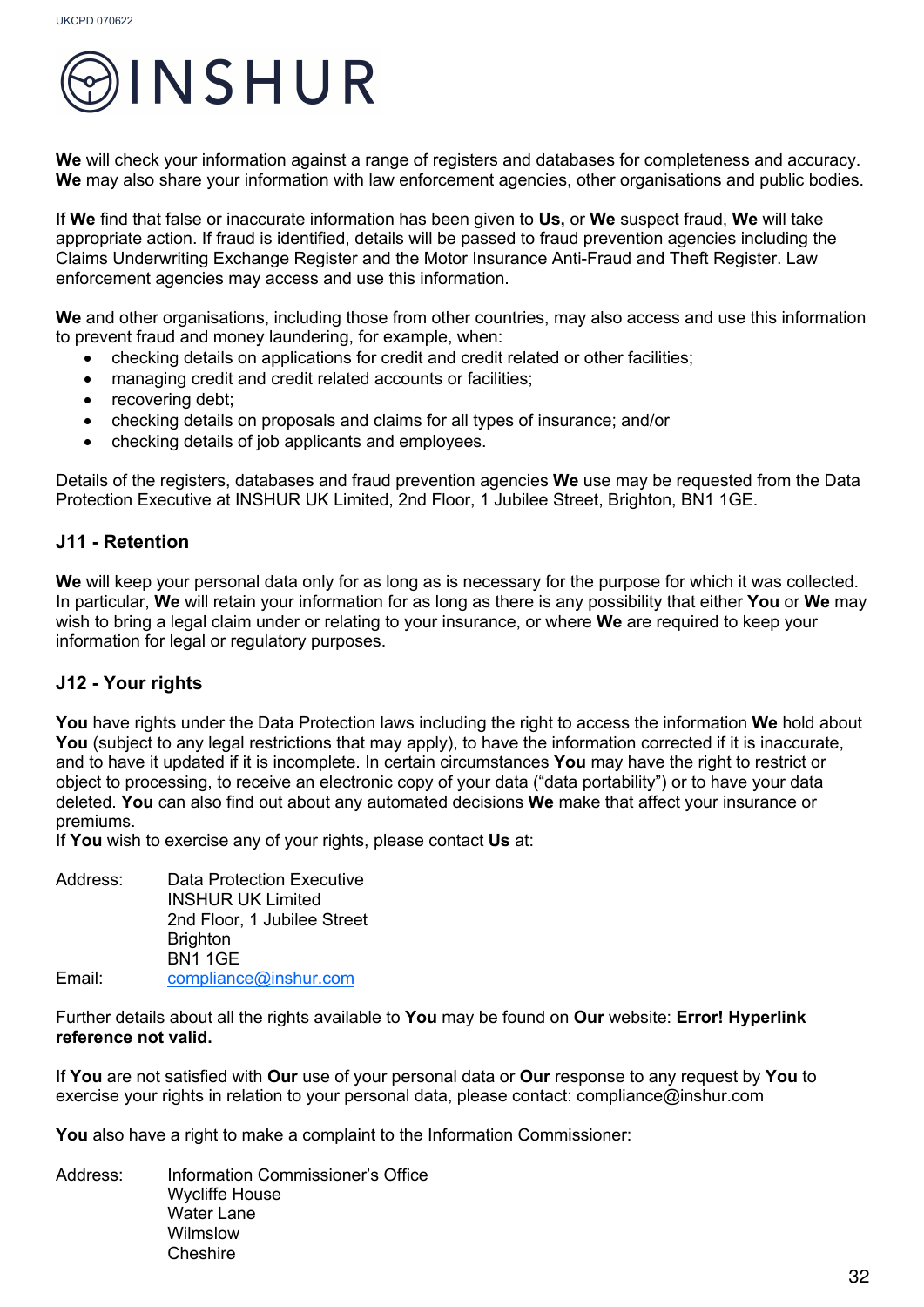We will check your information against a range of registers and databases for completeness and accuracy. **We** may also share your information with law enforcement agencies, other organisations and public bodies.

If **We** find that false or inaccurate information has been given to **Us,** or **We** suspect fraud, **We** will take appropriate action. If fraud is identified, details will be passed to fraud prevention agencies including the Claims Underwriting Exchange Register and the Motor Insurance Anti-Fraud and Theft Register. Law enforcement agencies may access and use this information.

**We** and other organisations, including those from other countries, may also access and use this information to prevent fraud and money laundering, for example, when:

- checking details on applications for credit and credit related or other facilities;
- managing credit and credit related accounts or facilities;
- recovering debt;
- checking details on proposals and claims for all types of insurance; and/or
- checking details of job applicants and employees.

Details of the registers, databases and fraud prevention agencies **We** use may be requested from the Data Protection Executive at INSHUR UK Limited, 2nd Floor, 1 Jubilee Street, Brighton, BN1 1GE.

### J11 - Retention

**We** will keep your personal data only for as long as is necessary for the purpose for which it was collected. In particular, **We** will retain your information for as long as there is any possibility that either **You** or **We** may wish to bring a legal claim under or relating to your insurance, or where **We** are required to keep your information for legal or regulatory purposes.

### J12 - Your rights

**You** have rights under the Data Protection laws including the right to access the information **We** hold about **You** (subject to any legal restrictions that may apply), to have the information corrected if it is inaccurate, and to have it updated if it is incomplete. In certain circumstances **You** may have the right to restrict or object to processing, to receive an electronic copy of your data ("data portability") or to have your data deleted. **You** can also find out about any automated decisions **We** make that affect your insurance or premiums.
If **You** wish to exercise any of your rights, please contact **Us** at:

Address: Data Protection Executive
INSHUR UK Limited
2nd Floor, 1 Jubilee Street
Brighton
BN1 1GE
Email: compliance@inshur.com

Further details about all the rights available to **You** may be found on **Our** website: **Error! Hyperlink reference not valid.**

If **You** are not satisfied with **Our** use of your personal data or **Our** response to any request by **You** to exercise your rights in relation to your personal data, please contact: compliance@inshur.com

**You** also have a right to make a complaint to the Information Commissioner:

Address: Information Commissioner's Office
Wycliffe House
Water Lane
Wilmslow
Cheshire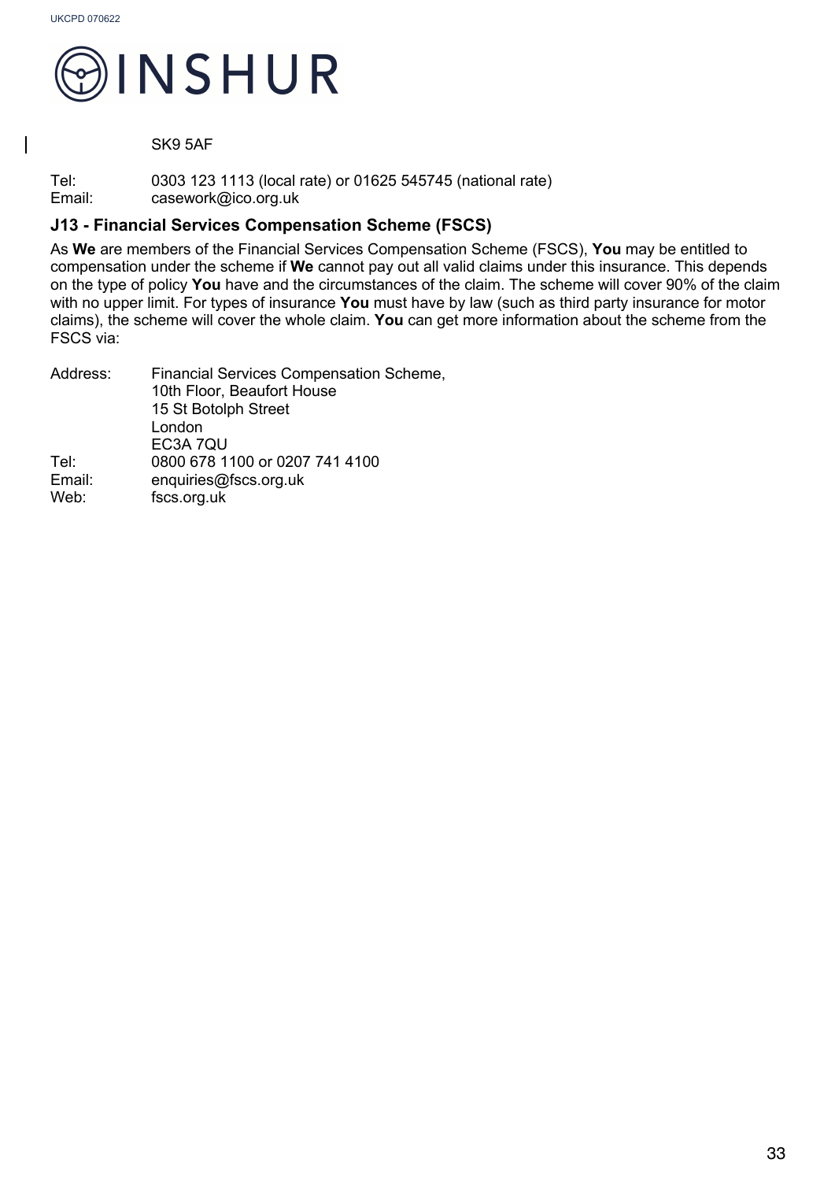SK9 5AF

Tel: 0303 123 1113 (local rate) or 01625 545745 (national rate)
Email: casework@ico.org.uk

### J13 - Financial Services Compensation Scheme (FSCS)

As **We** are members of the Financial Services Compensation Scheme (FSCS), **You** may be entitled to compensation under the scheme if **We** cannot pay out all valid claims under this insurance. This depends on the type of policy **You** have and the circumstances of the claim. The scheme will cover 90% of the claim with no upper limit. For types of insurance **You** must have by law (such as third party insurance for motor claims), the scheme will cover the whole claim. **You** can get more information about the scheme from the FSCS via:

Address: Financial Services Compensation Scheme,
10th Floor, Beaufort House
15 St Botolph Street
London
EC3A 7QU
Tel: 0800 678 1100 or 0207 741 4100
Email: enquiries@fscs.org.uk
Web: fscs.org.uk